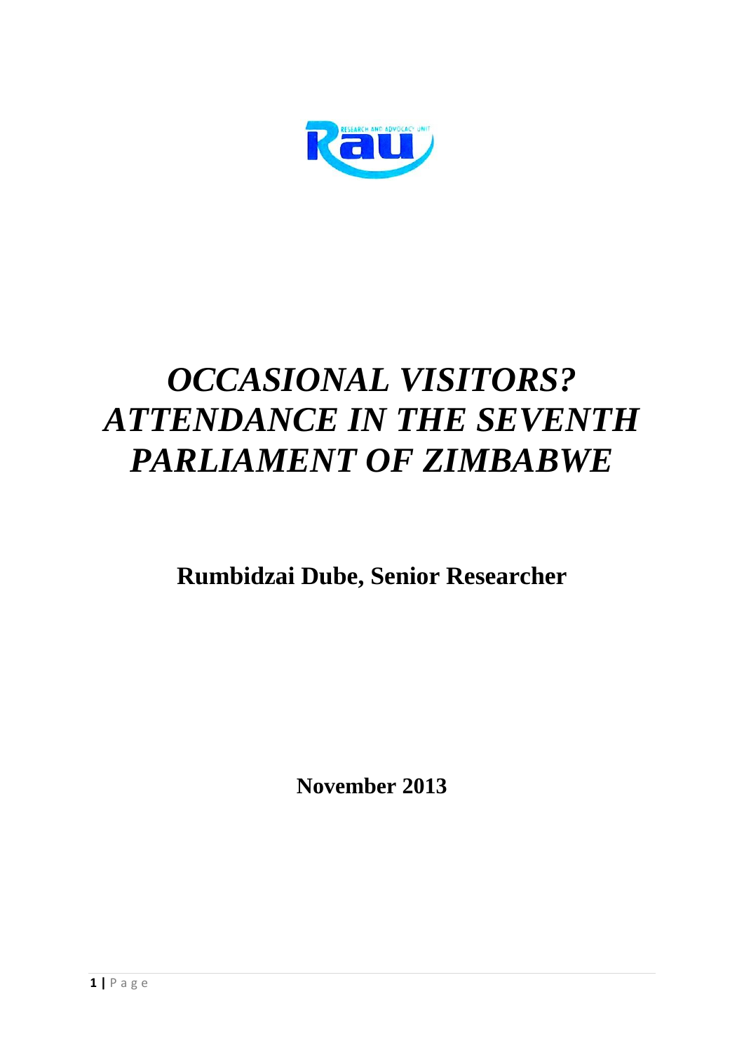# *OCCASIONAL VISITORS? ATTENDANCE IN THE SEVENTH PARLIAMENT OF ZIMBABWE*

**Rumbidzai Dube, Senior Researcher**

**November 2013**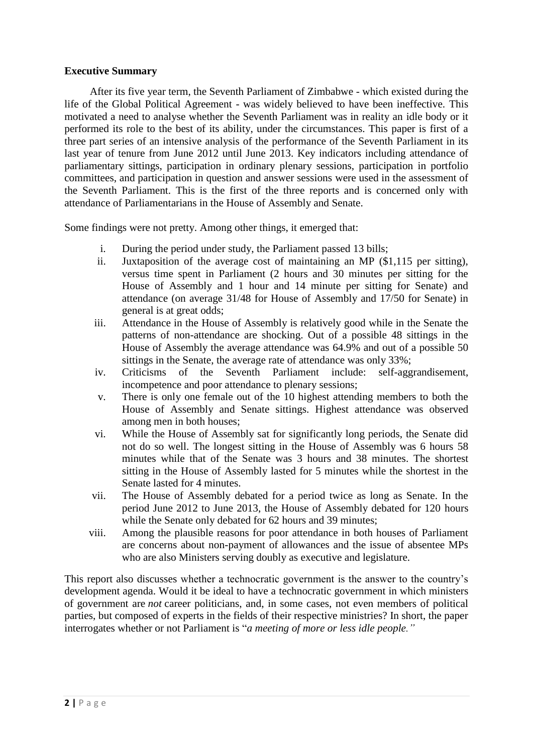**Executive Summary**

After its five year term, the Seventh Parliament of Zimbabwe - which existed during the life of the Global Political Agreement - was widely believed to have been ineffective. This motivated a need to analyse whether the Seventh Parliament was in reality an idle body or it performed its role to the best of its ability, under the circumstances. This paper is first of a three part series of an intensive analysis of the performance of the Seventh Parliament in its last year of tenure from June 2012 until June 2013. Key indicators including attendance of parliamentary sittings, participation in ordinary plenary sessions, participation in portfolio committees, and participation in question and answer sessions were used in the assessment of the Seventh Parliament. This is the first of the three reports and is concerned only with attendance of Parliamentarians in the House of Assembly and Senate.

Some findings were not pretty. Among other things, it emerged that:

i. During the period under study, the Parliament passed 13 bills;
ii. Juxtaposition of the average cost of maintaining an MP ($1,115 per sitting), versus time spent in Parliament (2 hours and 30 minutes per sitting for the House of Assembly and 1 hour and 14 minute per sitting for Senate) and attendance (on average 31/48 for House of Assembly and 17/50 for Senate) in general is at great odds;
iii. Attendance in the House of Assembly is relatively good while in the Senate the patterns of non-attendance are shocking. Out of a possible 48 sittings in the House of Assembly the average attendance was 64.9% and out of a possible 50 sittings in the Senate, the average rate of attendance was only 33%;
iv. Criticisms of the Seventh Parliament include: self-aggrandisement, incompetence and poor attendance to plenary sessions;
v. There is only one female out of the 10 highest attending members to both the House of Assembly and Senate sittings. Highest attendance was observed among men in both houses;
vi. While the House of Assembly sat for significantly long periods, the Senate did not do so well. The longest sitting in the House of Assembly was 6 hours 58 minutes while that of the Senate was 3 hours and 38 minutes. The shortest sitting in the House of Assembly lasted for 5 minutes while the shortest in the Senate lasted for 4 minutes.
vii. The House of Assembly debated for a period twice as long as Senate. In the period June 2012 to June 2013, the House of Assembly debated for 120 hours while the Senate only debated for 62 hours and 39 minutes;
viii. Among the plausible reasons for poor attendance in both houses of Parliament are concerns about non-payment of allowances and the issue of absentee MPs who are also Ministers serving doubly as executive and legislature.

This report also discusses whether a technocratic government is the answer to the country's development agenda. Would it be ideal to have a technocratic government in which ministers of government are *not* career politicians, and, in some cases, not even members of political parties, but composed of experts in the fields of their respective ministries? In short, the paper interrogates whether or not Parliament is "*a meeting of more or less idle people.*"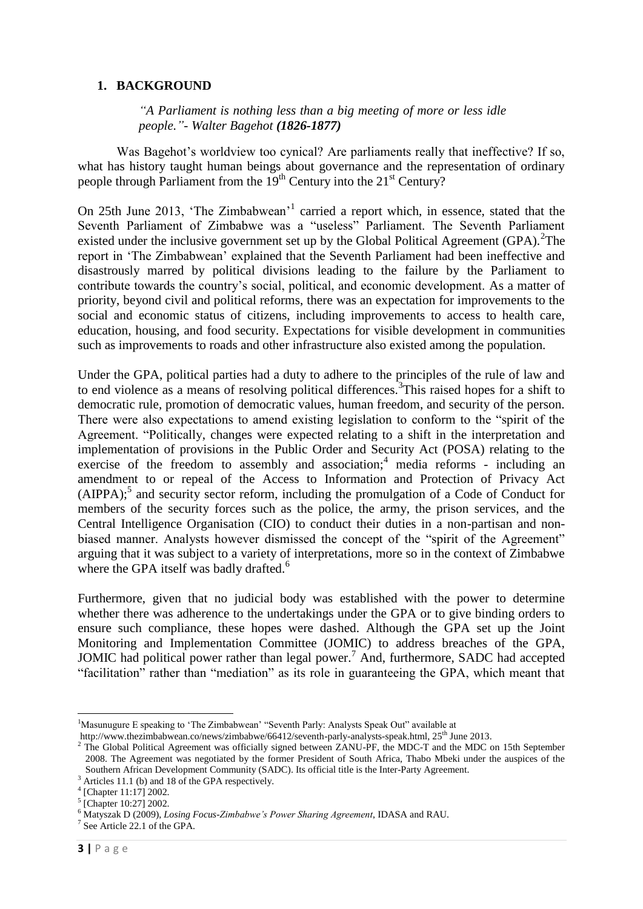## 1. BACKGROUND

> *"A Parliament is nothing less than a big meeting of more or less idle people."- Walter Bagehot* ***(1826-1877)***

Was Bagehot's worldview too cynical? Are parliaments really that ineffective? If so, what has history taught human beings about governance and the representation of ordinary people through Parliament from the 19th Century into the 21st Century?

On 25th June 2013, 'The Zimbabwean'[1] carried a report which, in essence, stated that the Seventh Parliament of Zimbabwe was a "useless" Parliament. The Seventh Parliament existed under the inclusive government set up by the Global Political Agreement (GPA).[2] The report in 'The Zimbabwean' explained that the Seventh Parliament had been ineffective and disastrously marred by political divisions leading to the failure by the Parliament to contribute towards the country's social, political, and economic development. As a matter of priority, beyond civil and political reforms, there was an expectation for improvements to the social and economic status of citizens, including improvements to access to health care, education, housing, and food security. Expectations for visible development in communities such as improvements to roads and other infrastructure also existed among the population.

Under the GPA, political parties had a duty to adhere to the principles of the rule of law and to end violence as a means of resolving political differences.[3] This raised hopes for a shift to democratic rule, promotion of democratic values, human freedom, and security of the person. There were also expectations to amend existing legislation to conform to the "spirit of the Agreement. "Politically, changes were expected relating to a shift in the interpretation and implementation of provisions in the Public Order and Security Act (POSA) relating to the exercise of the freedom to assembly and association;[4] media reforms - including an amendment to or repeal of the Access to Information and Protection of Privacy Act (AIPPA);[5] and security sector reform, including the promulgation of a Code of Conduct for members of the security forces such as the police, the army, the prison services, and the Central Intelligence Organisation (CIO) to conduct their duties in a non-partisan and non-biased manner. Analysts however dismissed the concept of the "spirit of the Agreement" arguing that it was subject to a variety of interpretations, more so in the context of Zimbabwe where the GPA itself was badly drafted.[6]

Furthermore, given that no judicial body was established with the power to determine whether there was adherence to the undertakings under the GPA or to give binding orders to ensure such compliance, these hopes were dashed. Although the GPA set up the Joint Monitoring and Implementation Committee (JOMIC) to address breaches of the GPA, JOMIC had political power rather than legal power.[7] And, furthermore, SADC had accepted "facilitation" rather than "mediation" as its role in guaranteeing the GPA, which meant that

---

[1] Masunugure E speaking to 'The Zimbabwean' "Seventh Parly: Analysts Speak Out" available at http://www.thezimbabwean.co/news/zimbabwe/66412/seventh-parly-analysts-speak.html, 25th June 2013.

[2] The Global Political Agreement was officially signed between ZANU-PF, the MDC-T and the MDC on 15th September 2008. The Agreement was negotiated by the former President of South Africa, Thabo Mbeki under the auspices of the Southern African Development Community (SADC). Its official title is the Inter-Party Agreement.

[3] Articles 11.1 (b) and 18 of the GPA respectively.

[4] [Chapter 11:17] 2002.

[5] [Chapter 10:27] 2002.

[6] Matyszak D (2009), *Losing Focus-Zimbabwe's Power Sharing Agreement*, IDASA and RAU.

[7] See Article 22.1 of the GPA.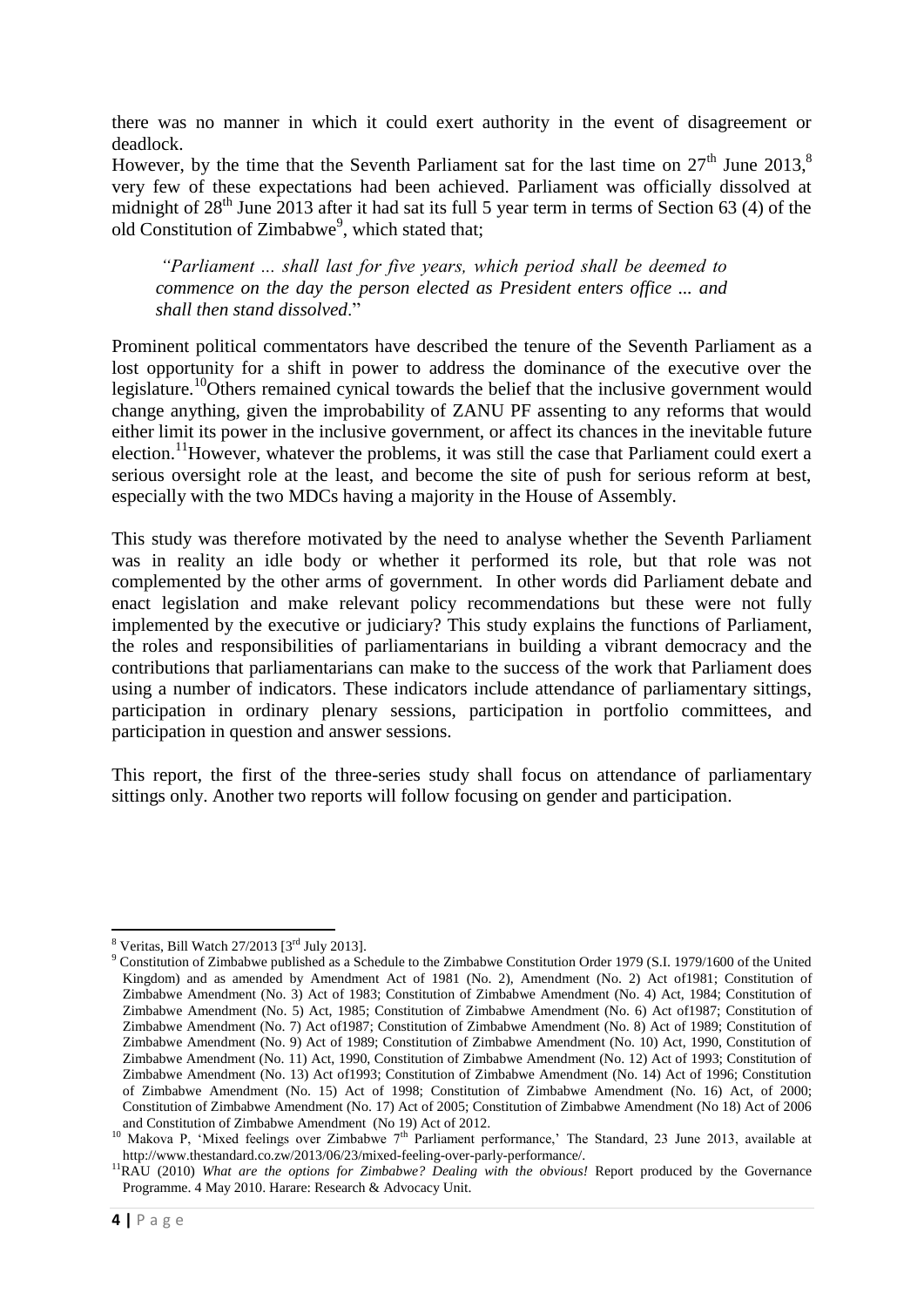there was no manner in which it could exert authority in the event of disagreement or deadlock.

However, by the time that the Seventh Parliament sat for the last time on 27th June 2013,[8] very few of these expectations had been achieved. Parliament was officially dissolved at midnight of 28th June 2013 after it had sat its full 5 year term in terms of Section 63 (4) of the old Constitution of Zimbabwe[9], which stated that;

> *"Parliament ... shall last for five years, which period shall be deemed to commence on the day the person elected as President enters office ... and shall then stand dissolved*."

Prominent political commentators have described the tenure of the Seventh Parliament as a lost opportunity for a shift in power to address the dominance of the executive over the legislature.[10] Others remained cynical towards the belief that the inclusive government would change anything, given the improbability of ZANU PF assenting to any reforms that would either limit its power in the inclusive government, or affect its chances in the inevitable future election.[11] However, whatever the problems, it was still the case that Parliament could exert a serious oversight role at the least, and become the site of push for serious reform at best, especially with the two MDCs having a majority in the House of Assembly.

This study was therefore motivated by the need to analyse whether the Seventh Parliament was in reality an idle body or whether it performed its role, but that role was not complemented by the other arms of government. In other words did Parliament debate and enact legislation and make relevant policy recommendations but these were not fully implemented by the executive or judiciary? This study explains the functions of Parliament, the roles and responsibilities of parliamentarians in building a vibrant democracy and the contributions that parliamentarians can make to the success of the work that Parliament does using a number of indicators. These indicators include attendance of parliamentary sittings, participation in ordinary plenary sessions, participation in portfolio committees, and participation in question and answer sessions.

This report, the first of the three-series study shall focus on attendance of parliamentary sittings only. Another two reports will follow focusing on gender and participation.

---

[8] Veritas, Bill Watch 27/2013 [3rd July 2013].

[9] Constitution of Zimbabwe published as a Schedule to the Zimbabwe Constitution Order 1979 (S.I. 1979/1600 of the United Kingdom) and as amended by Amendment Act of 1981 (No. 2), Amendment (No. 2) Act of1981; Constitution of Zimbabwe Amendment (No. 3) Act of 1983; Constitution of Zimbabwe Amendment (No. 4) Act, 1984; Constitution of Zimbabwe Amendment (No. 5) Act, 1985; Constitution of Zimbabwe Amendment (No. 6) Act of1987; Constitution of Zimbabwe Amendment (No. 7) Act of1987; Constitution of Zimbabwe Amendment (No. 8) Act of 1989; Constitution of Zimbabwe Amendment (No. 9) Act of 1989; Constitution of Zimbabwe Amendment (No. 10) Act, 1990, Constitution of Zimbabwe Amendment (No. 11) Act, 1990, Constitution of Zimbabwe Amendment (No. 12) Act of 1993; Constitution of Zimbabwe Amendment (No. 13) Act of1993; Constitution of Zimbabwe Amendment (No. 14) Act of 1996; Constitution of Zimbabwe Amendment (No. 15) Act of 1998; Constitution of Zimbabwe Amendment (No. 16) Act, of 2000; Constitution of Zimbabwe Amendment (No. 17) Act of 2005; Constitution of Zimbabwe Amendment (No 18) Act of 2006 and Constitution of Zimbabwe Amendment (No 19) Act of 2012.

[10] Makova P, 'Mixed feelings over Zimbabwe 7th Parliament performance,' The Standard, 23 June 2013, available at http://www.thestandard.co.zw/2013/06/23/mixed-feeling-over-parly-performance/.

[11] RAU (2010) *What are the options for Zimbabwe? Dealing with the obvious!* Report produced by the Governance Programme. 4 May 2010. Harare: Research & Advocacy Unit.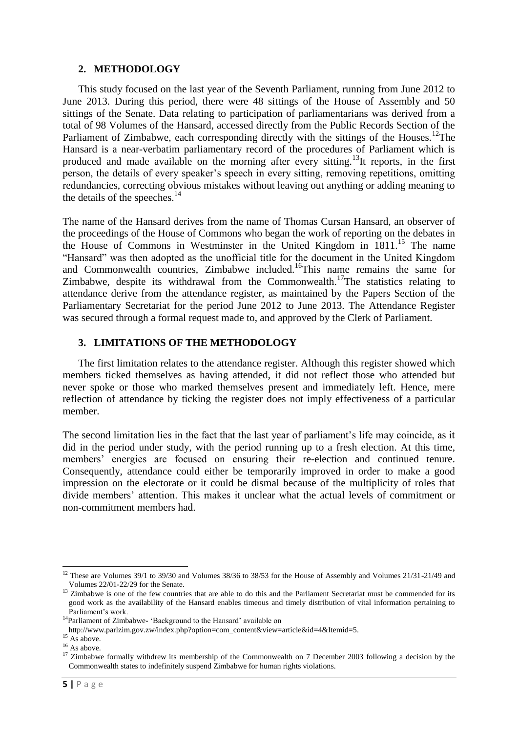## 2. METHODOLOGY

This study focused on the last year of the Seventh Parliament, running from June 2012 to June 2013. During this period, there were 48 sittings of the House of Assembly and 50 sittings of the Senate. Data relating to participation of parliamentarians was derived from a total of 98 Volumes of the Hansard, accessed directly from the Public Records Section of the Parliament of Zimbabwe, each corresponding directly with the sittings of the Houses.[12] The Hansard is a near-verbatim parliamentary record of the procedures of Parliament which is produced and made available on the morning after every sitting.[13] It reports, in the first person, the details of every speaker's speech in every sitting, removing repetitions, omitting redundancies, correcting obvious mistakes without leaving out anything or adding meaning to the details of the speeches.[14]

The name of the Hansard derives from the name of Thomas Cursan Hansard, an observer of the proceedings of the House of Commons who began the work of reporting on the debates in the House of Commons in Westminster in the United Kingdom in 1811.[15] The name "Hansard" was then adopted as the unofficial title for the document in the United Kingdom and Commonwealth countries, Zimbabwe included.[16] This name remains the same for Zimbabwe, despite its withdrawal from the Commonwealth.[17] The statistics relating to attendance derive from the attendance register, as maintained by the Papers Section of the Parliamentary Secretariat for the period June 2012 to June 2013. The Attendance Register was secured through a formal request made to, and approved by the Clerk of Parliament.

## 3. LIMITATIONS OF THE METHODOLOGY

The first limitation relates to the attendance register. Although this register showed which members ticked themselves as having attended, it did not reflect those who attended but never spoke or those who marked themselves present and immediately left. Hence, mere reflection of attendance by ticking the register does not imply effectiveness of a particular member.

The second limitation lies in the fact that the last year of parliament's life may coincide, as it did in the period under study, with the period running up to a fresh election. At this time, members' energies are focused on ensuring their re-election and continued tenure. Consequently, attendance could either be temporarily improved in order to make a good impression on the electorate or it could be dismal because of the multiplicity of roles that divide members' attention. This makes it unclear what the actual levels of commitment or non-commitment members had.

---

[12] These are Volumes 39/1 to 39/30 and Volumes 38/36 to 38/53 for the House of Assembly and Volumes 21/31-21/49 and Volumes 22/01-22/29 for the Senate.

[13] Zimbabwe is one of the few countries that are able to do this and the Parliament Secretariat must be commended for its good work as the availability of the Hansard enables timeous and timely distribution of vital information pertaining to Parliament's work.

[14] Parliament of Zimbabwe- 'Background to the Hansard' available on http://www.parlzim.gov.zw/index.php?option=com_content&view=article&id=4&Itemid=5.

[15] As above.

[16] As above.

[17] Zimbabwe formally withdrew its membership of the Commonwealth on 7 December 2003 following a decision by the Commonwealth states to indefinitely suspend Zimbabwe for human rights violations.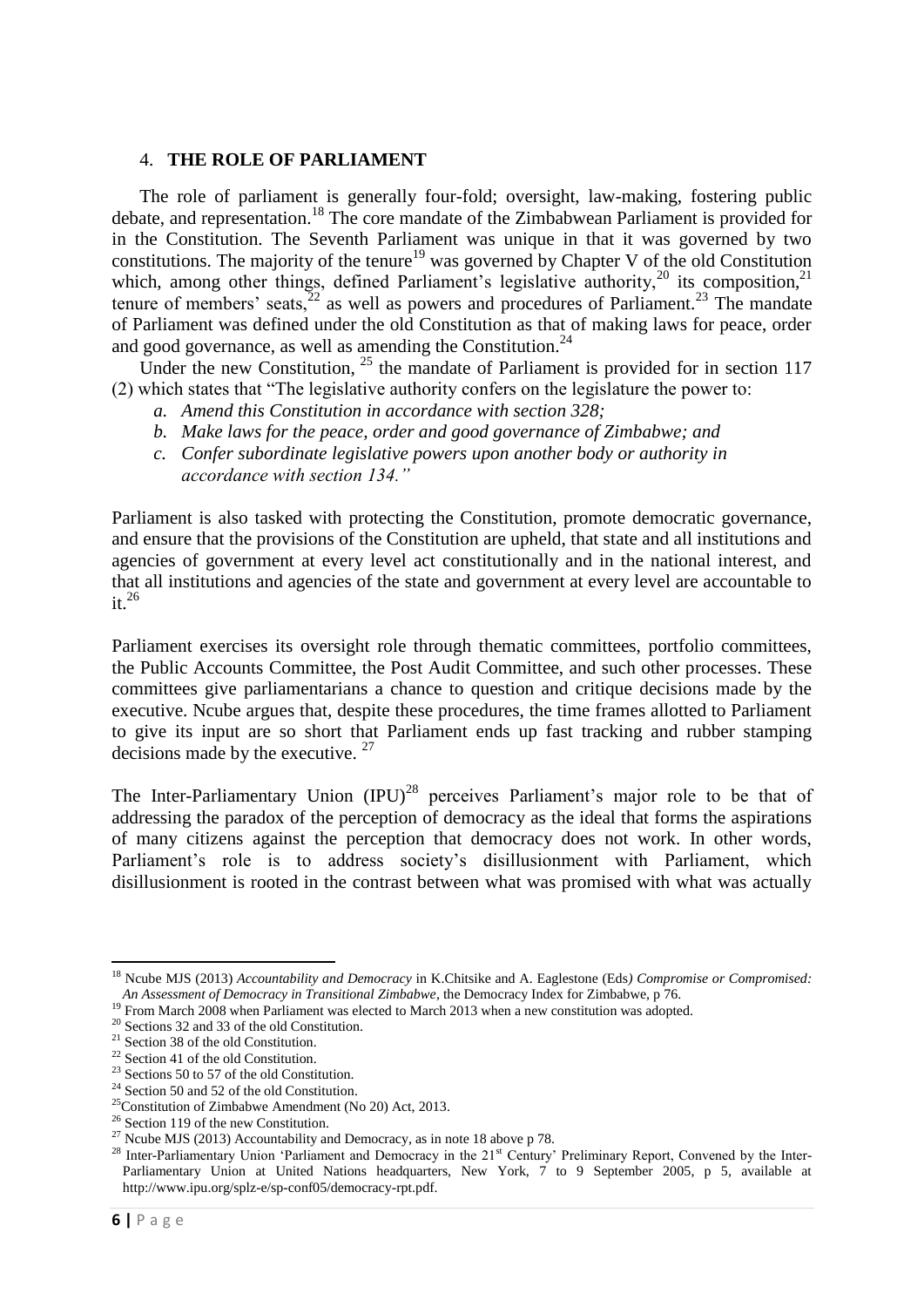## 4. **THE ROLE OF PARLIAMENT**

The role of parliament is generally four-fold; oversight, law-making, fostering public debate, and representation.[18] The core mandate of the Zimbabwean Parliament is provided for in the Constitution. The Seventh Parliament was unique in that it was governed by two constitutions. The majority of the tenure[19] was governed by Chapter V of the old Constitution which, among other things, defined Parliament's legislative authority,[20] its composition,[21] tenure of members' seats,[22] as well as powers and procedures of Parliament.[23] The mandate of Parliament was defined under the old Constitution as that of making laws for peace, order and good governance, as well as amending the Constitution.[24]

Under the new Constitution, [25] the mandate of Parliament is provided for in section 117 (2) which states that "The legislative authority confers on the legislature the power to:

a. *Amend this Constitution in accordance with section 328;*
b. *Make laws for the peace, order and good governance of Zimbabwe; and*
c. *Confer subordinate legislative powers upon another body or authority in accordance with section 134."*

Parliament is also tasked with protecting the Constitution, promote democratic governance, and ensure that the provisions of the Constitution are upheld, that state and all institutions and agencies of government at every level act constitutionally and in the national interest, and that all institutions and agencies of the state and government at every level are accountable to it.[26]

Parliament exercises its oversight role through thematic committees, portfolio committees, the Public Accounts Committee, the Post Audit Committee, and such other processes. These committees give parliamentarians a chance to question and critique decisions made by the executive. Ncube argues that, despite these procedures, the time frames allotted to Parliament to give its input are so short that Parliament ends up fast tracking and rubber stamping decisions made by the executive. [27]

The Inter-Parliamentary Union (IPU)[28] perceives Parliament's major role to be that of addressing the paradox of the perception of democracy as the ideal that forms the aspirations of many citizens against the perception that democracy does not work. In other words, Parliament's role is to address society's disillusionment with Parliament, which disillusionment is rooted in the contrast between what was promised with what was actually

---

[18] Ncube MJS (2013) *Accountability and Democracy* in K.Chitsike and A. Eaglestone (Eds*) Compromise or Compromised: An Assessment of Democracy in Transitional Zimbabwe*, the Democracy Index for Zimbabwe, p 76.

[19] From March 2008 when Parliament was elected to March 2013 when a new constitution was adopted.

[20] Sections 32 and 33 of the old Constitution.

[21] Section 38 of the old Constitution.

[22] Section 41 of the old Constitution.

[23] Sections 50 to 57 of the old Constitution.

[24] Section 50 and 52 of the old Constitution.

[25] Constitution of Zimbabwe Amendment (No 20) Act, 2013.

[26] Section 119 of the new Constitution.

[27] Ncube MJS (2013) Accountability and Democracy, as in note 18 above p 78.

[28] Inter-Parliamentary Union 'Parliament and Democracy in the 21st Century' Preliminary Report, Convened by the Inter-Parliamentary Union at United Nations headquarters, New York, 7 to 9 September 2005, p 5, available at http://www.ipu.org/splz-e/sp-conf05/democracy-rpt.pdf.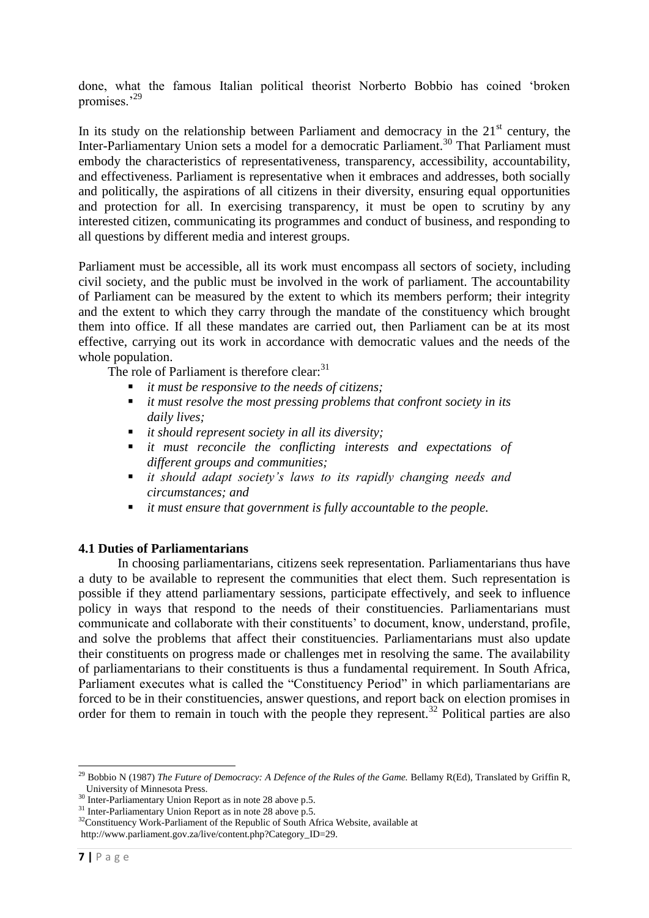done, what the famous Italian political theorist Norberto Bobbio has coined 'broken promises.'[29]

In its study on the relationship between Parliament and democracy in the $21^{st}$ century, the Inter-Parliamentary Union sets a model for a democratic Parliament.[30] That Parliament must embody the characteristics of representativeness, transparency, accessibility, accountability, and effectiveness. Parliament is representative when it embraces and addresses, both socially and politically, the aspirations of all citizens in their diversity, ensuring equal opportunities and protection for all. In exercising transparency, it must be open to scrutiny by any interested citizen, communicating its programmes and conduct of business, and responding to all questions by different media and interest groups.

Parliament must be accessible, all its work must encompass all sectors of society, including civil society, and the public must be involved in the work of parliament. The accountability of Parliament can be measured by the extent to which its members perform; their integrity and the extent to which they carry through the mandate of the constituency which brought them into office. If all these mandates are carried out, then Parliament can be at its most effective, carrying out its work in accordance with democratic values and the needs of the whole population.

The role of Parliament is therefore clear:[31]

- *it must be responsive to the needs of citizens;*
- *it must resolve the most pressing problems that confront society in its daily lives;*
- *it should represent society in all its diversity;*
- *it must reconcile the conflicting interests and expectations of different groups and communities;*
- *it should adapt society's laws to its rapidly changing needs and circumstances; and*
- *it must ensure that government is fully accountable to the people.*

### 4.1 Duties of Parliamentarians

In choosing parliamentarians, citizens seek representation. Parliamentarians thus have a duty to be available to represent the communities that elect them. Such representation is possible if they attend parliamentary sessions, participate effectively, and seek to influence policy in ways that respond to the needs of their constituencies. Parliamentarians must communicate and collaborate with their constituents' to document, know, understand, profile, and solve the problems that affect their constituencies. Parliamentarians must also update their constituents on progress made or challenges met in resolving the same. The availability of parliamentarians to their constituents is thus a fundamental requirement. In South Africa, Parliament executes what is called the "Constituency Period" in which parliamentarians are forced to be in their constituencies, answer questions, and report back on election promises in order for them to remain in touch with the people they represent.[32] Political parties are also

---

[29] Bobbio N (1987) *The Future of Democracy: A Defence of the Rules of the Game.* Bellamy R(Ed), Translated by Griffin R, University of Minnesota Press.

[30] Inter-Parliamentary Union Report as in note 28 above p.5.

[31] Inter-Parliamentary Union Report as in note 28 above p.5.

[32] Constituency Work-Parliament of the Republic of South Africa Website, available at http://www.parliament.gov.za/live/content.php?Category_ID=29.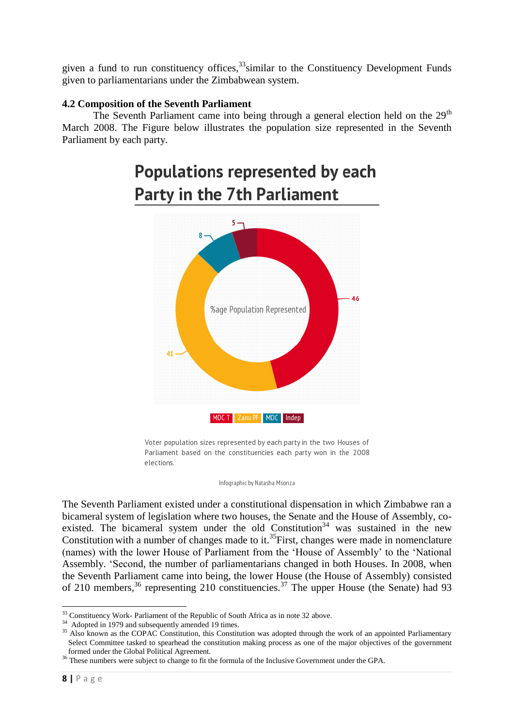given a fund to run constituency offices,[33]similar to the Constituency Development Funds given to parliamentarians under the Zimbabwean system.

### 4.2 Composition of the Seventh Parliament

The Seventh Parliament came into being through a general election held on the 29th March 2008. The Figure below illustrates the population size represented in the Seventh Parliament by each party.

## Populations represented by each Party in the 7th Parliament

%age Population Represented

| Party | % |
|---|---|
| MDC T | 46 |
| Zanu PF | 41 |
| MDC | 8 |
| Indep | 5 |

Voter population sizes represented by each party in the two Houses of Parliament based on the constituencies each party won in the 2008 elections.

Infographic by Natasha Msonza

The Seventh Parliament existed under a constitutional dispensation in which Zimbabwe ran a bicameral system of legislation where two houses, the Senate and the House of Assembly, co-existed. The bicameral system under the old Constitution[34] was sustained in the new Constitution with a number of changes made to it.[35]First, changes were made in nomenclature (names) with the lower House of Parliament from the 'House of Assembly' to the 'National Assembly. 'Second, the number of parliamentarians changed in both Houses. In 2008, when the Seventh Parliament came into being, the lower House (the House of Assembly) consisted of 210 members,[36] representing 210 constituencies.[37] The upper House (the Senate) had 93

---

[33] Constituency Work- Parliament of the Republic of South Africa as in note 32 above.

[34] Adopted in 1979 and subsequently amended 19 times.

[35] Also known as the COPAC Constitution, this Constitution was adopted through the work of an appointed Parliamentary Select Committee tasked to spearhead the constitution making process as one of the major objectives of the government formed under the Global Political Agreement.

[36] These numbers were subject to change to fit the formula of the Inclusive Government under the GPA.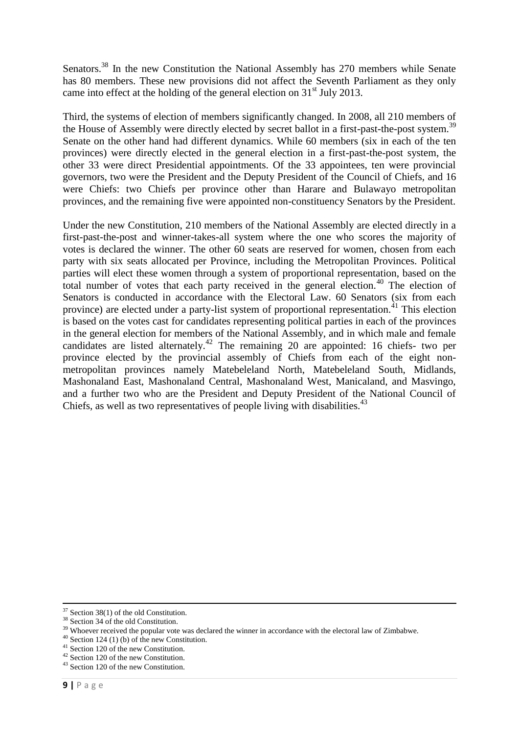Senators.[38] In the new Constitution the National Assembly has 270 members while Senate has 80 members. These new provisions did not affect the Seventh Parliament as they only came into effect at the holding of the general election on 31st July 2013.

Third, the systems of election of members significantly changed. In 2008, all 210 members of the House of Assembly were directly elected by secret ballot in a first-past-the-post system.[39] Senate on the other hand had different dynamics. While 60 members (six in each of the ten provinces) were directly elected in the general election in a first-past-the-post system, the other 33 were direct Presidential appointments. Of the 33 appointees, ten were provincial governors, two were the President and the Deputy President of the Council of Chiefs, and 16 were Chiefs: two Chiefs per province other than Harare and Bulawayo metropolitan provinces, and the remaining five were appointed non-constituency Senators by the President.

Under the new Constitution, 210 members of the National Assembly are elected directly in a first-past-the-post and winner-takes-all system where the one who scores the majority of votes is declared the winner. The other 60 seats are reserved for women, chosen from each party with six seats allocated per Province, including the Metropolitan Provinces. Political parties will elect these women through a system of proportional representation, based on the total number of votes that each party received in the general election.[40] The election of Senators is conducted in accordance with the Electoral Law. 60 Senators (six from each province) are elected under a party-list system of proportional representation.[41] This election is based on the votes cast for candidates representing political parties in each of the provinces in the general election for members of the National Assembly, and in which male and female candidates are listed alternately.[42] The remaining 20 are appointed: 16 chiefs- two per province elected by the provincial assembly of Chiefs from each of the eight non-metropolitan provinces namely Matebeleland North, Matebeleland South, Midlands, Mashonaland East, Mashonaland Central, Mashonaland West, Manicaland, and Masvingo, and a further two who are the President and Deputy President of the National Council of Chiefs, as well as two representatives of people living with disabilities.[43]

---

[37] Section 38(1) of the old Constitution.
[38] Section 34 of the old Constitution.
[39] Whoever received the popular vote was declared the winner in accordance with the electoral law of Zimbabwe.
[40] Section 124 (1) (b) of the new Constitution.
[41] Section 120 of the new Constitution.
[42] Section 120 of the new Constitution.
[43] Section 120 of the new Constitution.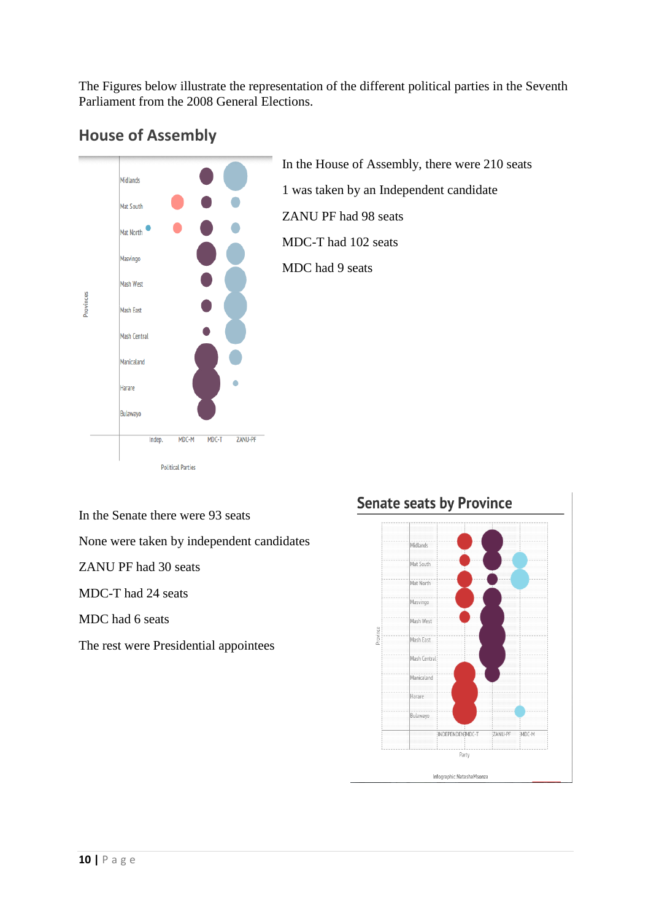The Figures below illustrate the representation of the different political parties in the Seventh Parliament from the 2008 General Elections.

## House of Assembly

In the House of Assembly, there were 210 seats

1 was taken by an Independent candidate

ZANU PF had 98 seats

MDC-T had 102 seats

MDC had 9 seats

In the Senate there were 93 seats

None were taken by independent candidates

ZANU PF had 30 seats

MDC-T had 24 seats

MDC had 6 seats

The rest were Presidential appointees

## Senate seats by Province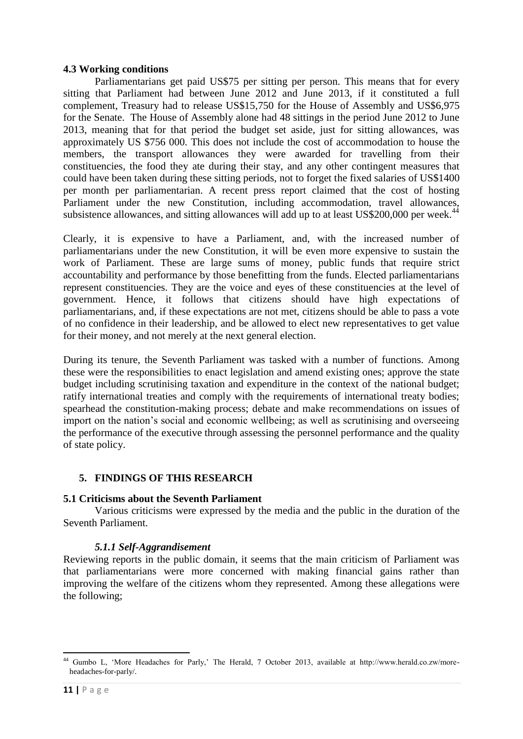### 4.3 Working conditions

Parliamentarians get paid US$75 per sitting per person. This means that for every sitting that Parliament had between June 2012 and June 2013, if it constituted a full complement, Treasury had to release US$15,750 for the House of Assembly and US$6,975 for the Senate. The House of Assembly alone had 48 sittings in the period June 2012 to June 2013, meaning that for that period the budget set aside, just for sitting allowances, was approximately US $756 000. This does not include the cost of accommodation to house the members, the transport allowances they were awarded for travelling from their constituencies, the food they ate during their stay, and any other contingent measures that could have been taken during these sitting periods, not to forget the fixed salaries of US$1400 per month per parliamentarian. A recent press report claimed that the cost of hosting Parliament under the new Constitution, including accommodation, travel allowances, subsistence allowances, and sitting allowances will add up to at least US$200,000 per week.[44]

Clearly, it is expensive to have a Parliament, and, with the increased number of parliamentarians under the new Constitution, it will be even more expensive to sustain the work of Parliament. These are large sums of money, public funds that require strict accountability and performance by those benefitting from the funds. Elected parliamentarians represent constituencies. They are the voice and eyes of these constituencies at the level of government. Hence, it follows that citizens should have high expectations of parliamentarians, and, if these expectations are not met, citizens should be able to pass a vote of no confidence in their leadership, and be allowed to elect new representatives to get value for their money, and not merely at the next general election.

During its tenure, the Seventh Parliament was tasked with a number of functions. Among these were the responsibilities to enact legislation and amend existing ones; approve the state budget including scrutinising taxation and expenditure in the context of the national budget; ratify international treaties and comply with the requirements of international treaty bodies; spearhead the constitution-making process; debate and make recommendations on issues of import on the nation's social and economic wellbeing; as well as scrutinising and overseeing the performance of the executive through assessing the personnel performance and the quality of state policy.

## 5. FINDINGS OF THIS RESEARCH

### 5.1 Criticisms about the Seventh Parliament

Various criticisms were expressed by the media and the public in the duration of the Seventh Parliament.

#### *5.1.1 Self-Aggrandisement*

Reviewing reports in the public domain, it seems that the main criticism of Parliament was that parliamentarians were more concerned with making financial gains rather than improving the welfare of the citizens whom they represented. Among these allegations were the following;

---

[44] Gumbo L, 'More Headaches for Parly,' The Herald, 7 October 2013, available at http://www.herald.co.zw/more-headaches-for-parly/.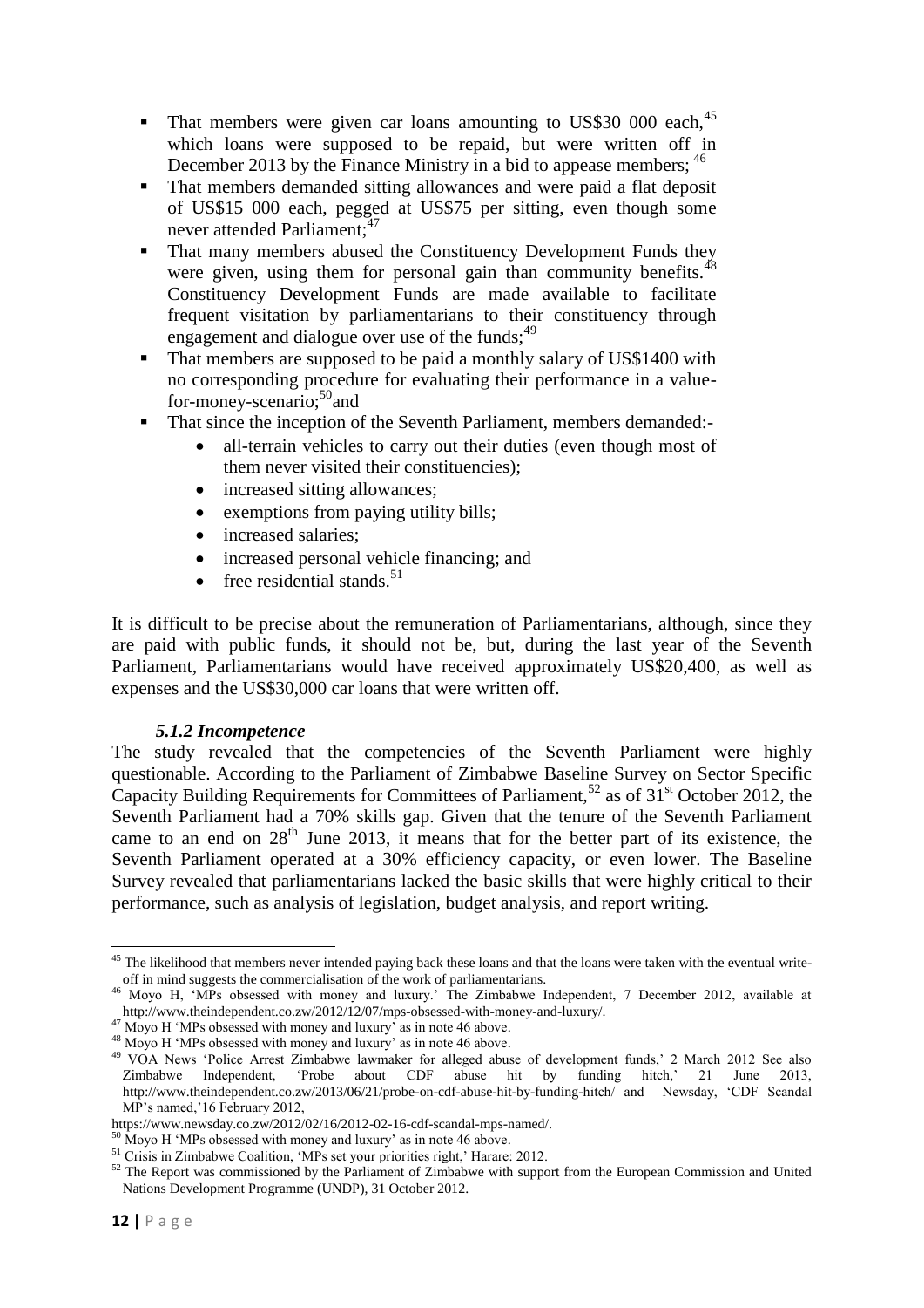- That members were given car loans amounting to US$30 000 each,[45] which loans were supposed to be repaid, but were written off in December 2013 by the Finance Ministry in a bid to appease members; [46]
- That members demanded sitting allowances and were paid a flat deposit of US$15 000 each, pegged at US$75 per sitting, even though some never attended Parliament;[47]
- That many members abused the Constituency Development Funds they were given, using them for personal gain than community benefits.[48] Constituency Development Funds are made available to facilitate frequent visitation by parliamentarians to their constituency through engagement and dialogue over use of the funds;[49]
- That members are supposed to be paid a monthly salary of US$1400 with no corresponding procedure for evaluating their performance in a value-for-money-scenario;[50]and
- That since the inception of the Seventh Parliament, members demanded:-
  - all-terrain vehicles to carry out their duties (even though most of them never visited their constituencies);
  - increased sitting allowances;
  - exemptions from paying utility bills;
  - increased salaries;
  - increased personal vehicle financing; and
  - free residential stands.[51]

It is difficult to be precise about the remuneration of Parliamentarians, although, since they are paid with public funds, it should not be, but, during the last year of the Seventh Parliament, Parliamentarians would have received approximately US$20,400, as well as expenses and the US$30,000 car loans that were written off.

#### *5.1.2 Incompetence*

The study revealed that the competencies of the Seventh Parliament were highly questionable. According to the Parliament of Zimbabwe Baseline Survey on Sector Specific Capacity Building Requirements for Committees of Parliament,[52] as of 31st October 2012, the Seventh Parliament had a 70% skills gap. Given that the tenure of the Seventh Parliament came to an end on 28th June 2013, it means that for the better part of its existence, the Seventh Parliament operated at a 30% efficiency capacity, or even lower. The Baseline Survey revealed that parliamentarians lacked the basic skills that were highly critical to their performance, such as analysis of legislation, budget analysis, and report writing.

---

[45] The likelihood that members never intended paying back these loans and that the loans were taken with the eventual write-off in mind suggests the commercialisation of the work of parliamentarians.

[46] Moyo H, 'MPs obsessed with money and luxury.' The Zimbabwe Independent, 7 December 2012, available at http://www.theindependent.co.zw/2012/12/07/mps-obsessed-with-money-and-luxury/.

[47] Moyo H 'MPs obsessed with money and luxury' as in note 46 above.

[48] Moyo H 'MPs obsessed with money and luxury' as in note 46 above.

[49] VOA News 'Police Arrest Zimbabwe lawmaker for alleged abuse of development funds,' 2 March 2012 See also Zimbabwe Independent, 'Probe about CDF abuse hit by funding hitch,' 21 June 2013, http://www.theindependent.co.zw/2013/06/21/probe-on-cdf-abuse-hit-by-funding-hitch/ and Newsday, 'CDF Scandal MP's named,'16 February 2012, https://www.newsday.co.zw/2012/02/16/2012-02-16-cdf-scandal-mps-named/.

[50] Moyo H 'MPs obsessed with money and luxury' as in note 46 above.

[51] Crisis in Zimbabwe Coalition, 'MPs set your priorities right,' Harare: 2012.

[52] The Report was commissioned by the Parliament of Zimbabwe with support from the European Commission and United Nations Development Programme (UNDP), 31 October 2012.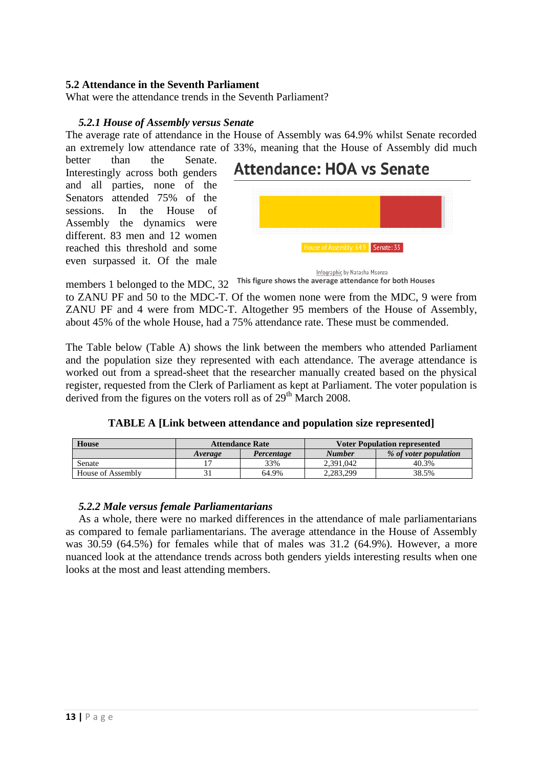## 5.2 Attendance in the Seventh Parliament

What were the attendance trends in the Seventh Parliament?

### *5.2.1 House of Assembly versus Senate*

The average rate of attendance in the House of Assembly was 64.9% whilst Senate recorded an extremely low attendance rate of 33%, meaning that the House of Assembly did much better than the Senate. Interestingly across both genders and all parties, none of the Senators attended 75% of the sessions. In the House of Assembly the dynamics were different. 83 men and 12 women reached this threshold and some even surpassed it. Of the male members 1 belonged to the MDC, 32 to ZANU PF and 50 to the MDC-T. Of the women none were from the MDC, 9 were from ZANU PF and 4 were from MDC-T. Altogether 95 members of the House of Assembly, about 45% of the whole House, had a 75% attendance rate. These must be commended.

**Attendance: HOA vs Senate**

House of Assembly: 64.9 | Senate: 33

Infographic by Natasha Msonza

**This figure shows the average attendance for both Houses**

The Table below (Table A) shows the link between the members who attended Parliament and the population size they represented with each attendance. The average attendance is worked out from a spread-sheet that the researcher manually created based on the physical register, requested from the Clerk of Parliament as kept at Parliament. The voter population is derived from the figures on the voters roll as of 29th March 2008.

**TABLE A [Link between attendance and population size represented]**

| House | Attendance Rate | | Voter Population represented | |
|---|---|---|---|---|
| | *Average* | *Percentage* | *Number* | *% of voter population* |
| Senate | 17 | 33% | 2,391,042 | 40.3% |
| House of Assembly | 31 | 64.9% | 2,283,299 | 38.5% |

### *5.2.2 Male versus female Parliamentarians*

As a whole, there were no marked differences in the attendance of male parliamentarians as compared to female parliamentarians. The average attendance in the House of Assembly was 30.59 (64.5%) for females while that of males was 31.2 (64.9%). However, a more nuanced look at the attendance trends across both genders yields interesting results when one looks at the most and least attending members.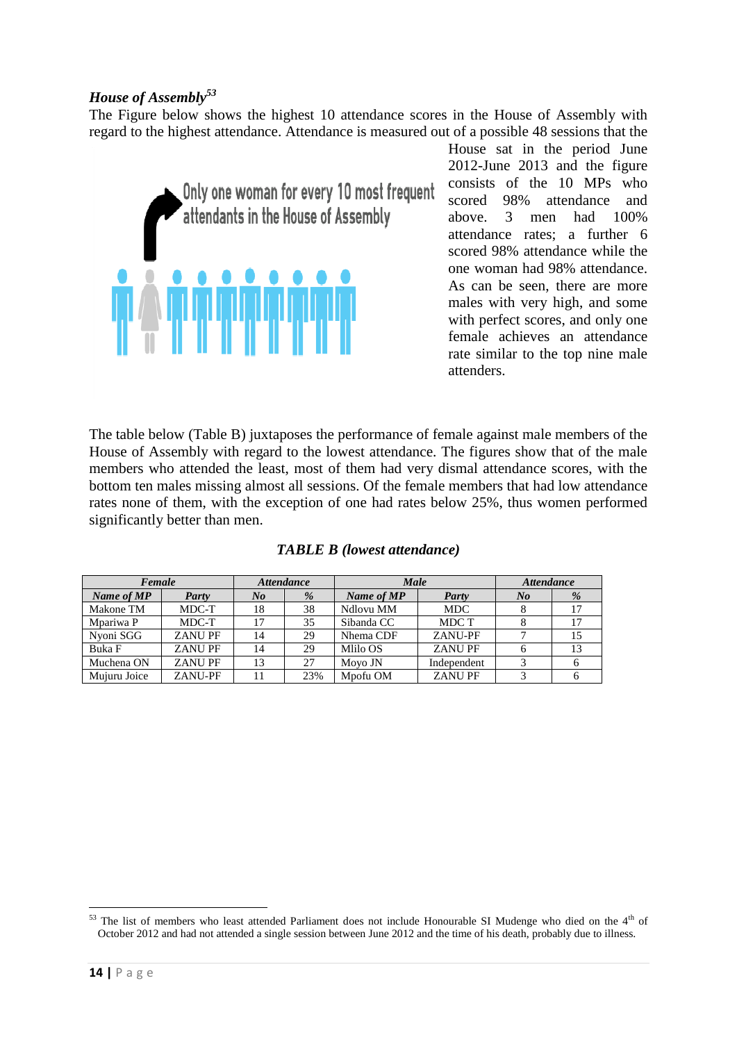### *House of Assembly*[53]

The Figure below shows the highest 10 attendance scores in the House of Assembly with regard to the highest attendance. Attendance is measured out of a possible 48 sessions that the House sat in the period June 2012-June 2013 and the figure consists of the 10 MPs who scored 98% attendance and above. 3 men had 100% attendance rates; a further 6 scored 98% attendance while the one woman had 98% attendance. As can be seen, there are more males with very high, and some with perfect scores, and only one female achieves an attendance rate similar to the top nine male attenders.

Only one woman for every 10 most frequent attendants in the House of Assembly

The table below (Table B) juxtaposes the performance of female against male members of the House of Assembly with regard to the lowest attendance. The figures show that of the male members who attended the least, most of them had very dismal attendance scores, with the bottom ten males missing almost all sessions. Of the female members that had low attendance rates none of them, with the exception of one had rates below 25%, thus women performed significantly better than men.

***TABLE B (lowest attendance)***

| *Female* | | *Attendance* | | *Male* | | *Attendance* | |
|---|---|---|---|---|---|---|---|
| ***Name of MP*** | ***Party*** | ***No*** | ***%*** | ***Name of MP*** | ***Party*** | ***No*** | ***%*** |
| Makone TM | MDC-T | 18 | 38 | Ndlovu MM | MDC | 8 | 17 |
| Mpariwa P | MDC-T | 17 | 35 | Sibanda CC | MDC T | 8 | 17 |
| Nyoni SGG | ZANU PF | 14 | 29 | Nhema CDF | ZANU-PF | 7 | 15 |
| Buka F | ZANU PF | 14 | 29 | Mlilo OS | ZANU PF | 6 | 13 |
| Muchena ON | ZANU PF | 13 | 27 | Moyo JN | Independent | 3 | 6 |
| Mujuru Joice | ZANU-PF | 11 | 23% | Mpofu OM | ZANU PF | 3 | 6 |

[53] The list of members who least attended Parliament does not include Honourable SI Mudenge who died on the 4th of October 2012 and had not attended a single session between June 2012 and the time of his death, probably due to illness.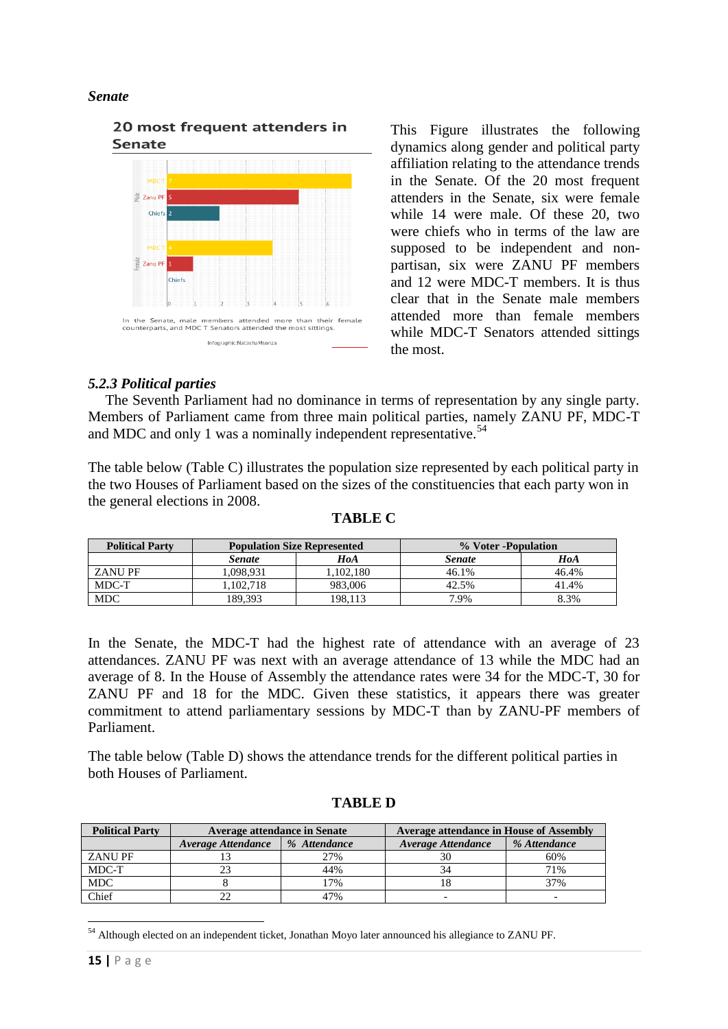*Senate*

**20 most frequent attenders in Senate**

In the Senate, male members attended more than their female counterparts, and MDC T Senators attended the most sittings.

Infographic: Natasha Msonza

This Figure illustrates the following dynamics along gender and political party affiliation relating to the attendance trends in the Senate. Of the 20 most frequent attenders in the Senate, six were female while 14 were male. Of these 20, two were chiefs who in terms of the law are supposed to be independent and non-partisan, six were ZANU PF members and 12 were MDC-T members. It is thus clear that in the Senate male members attended more than female members while MDC-T Senators attended sittings the most.

### *5.2.3 Political parties*

The Seventh Parliament had no dominance in terms of representation by any single party. Members of Parliament came from three main political parties, namely ZANU PF, MDC-T and MDC and only 1 was a nominally independent representative.[54]

The table below (Table C) illustrates the population size represented by each political party in the two Houses of Parliament based on the sizes of the constituencies that each party won in the general elections in 2008.

**TABLE C**

| Political Party | Population Size Represented | | % Voter -Population | |
|---|---|---|---|---|
| | *Senate* | *HoA* | *Senate* | *HoA* |
| ZANU PF | 1,098,931 | 1,102,180 | 46.1% | 46.4% |
| MDC-T | 1,102,718 | 983,006 | 42.5% | 41.4% |
| MDC | 189,393 | 198,113 | 7.9% | 8.3% |

In the Senate, the MDC-T had the highest rate of attendance with an average of 23 attendances. ZANU PF was next with an average attendance of 13 while the MDC had an average of 8. In the House of Assembly the attendance rates were 34 for the MDC-T, 30 for ZANU PF and 18 for the MDC. Given these statistics, it appears there was greater commitment to attend parliamentary sessions by MDC-T than by ZANU-PF members of Parliament.

The table below (Table D) shows the attendance trends for the different political parties in both Houses of Parliament.

**TABLE D**

| Political Party | Average attendance in Senate | | Average attendance in House of Assembly | |
|---|---|---|---|---|
| | *Average Attendance* | *% Attendance* | *Average Attendance* | *% Attendance* |
| ZANU PF | 13 | 27% | 30 | 60% |
| MDC-T | 23 | 44% | 34 | 71% |
| MDC | 8 | 17% | 18 | 37% |
| Chief | 22 | 47% | - | - |

[54] Although elected on an independent ticket, Jonathan Moyo later announced his allegiance to ZANU PF.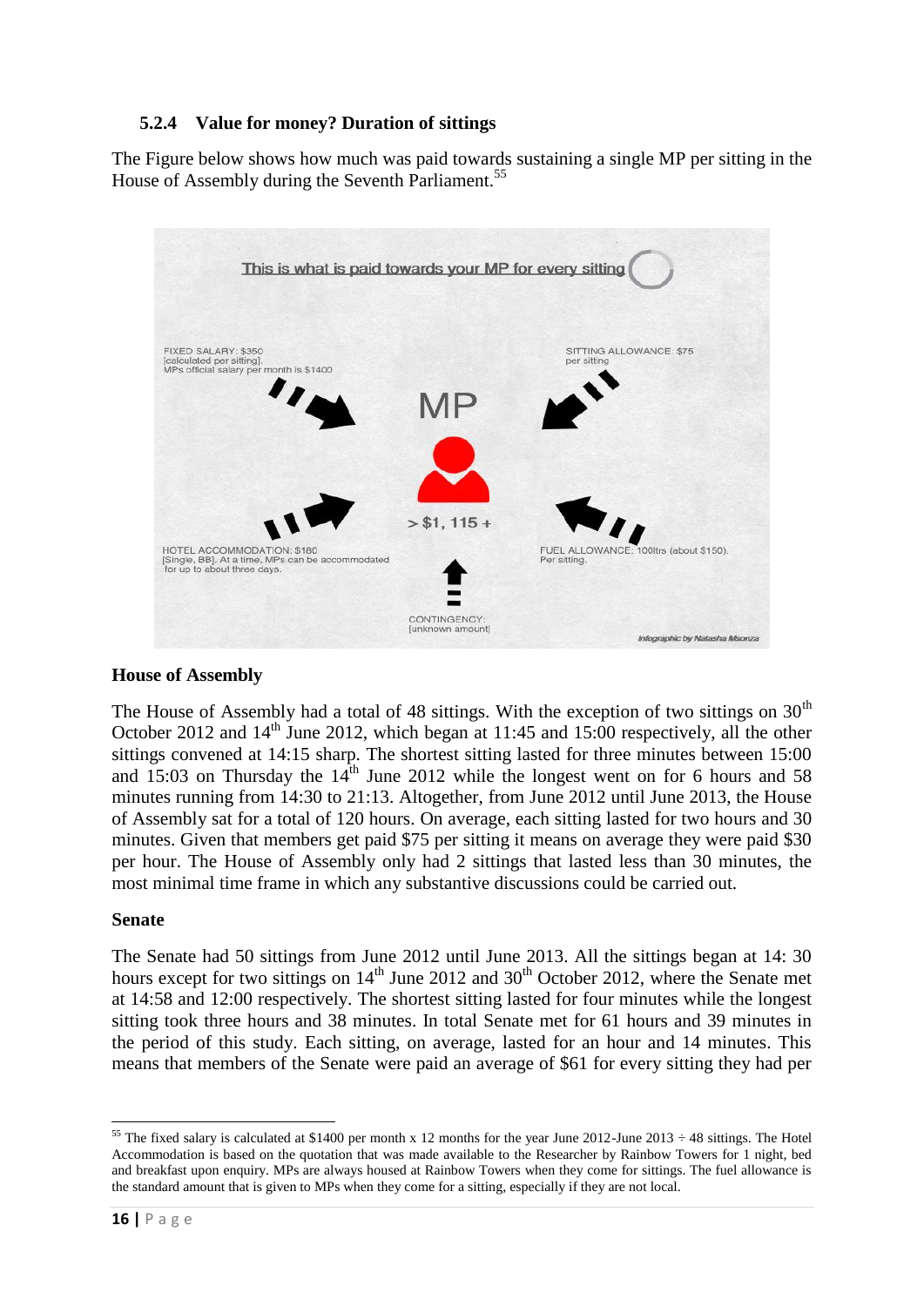### 5.2.4 Value for money? Duration of sittings

The Figure below shows how much was paid towards sustaining a single MP per sitting in the House of Assembly during the Seventh Parliament.[55]

This is what is paid towards your MP for every sitting

FIXED SALARY: $350 [calculated per sitting]. MPs official salary per month is $1400

SITTING ALLOWANCE: $75 per sitting

MP

> $1, 115 +

HOTEL ACCOMMODATION: $180 [Single, BB]. At a time, MPs can be accommodated for up to about three days.

FUEL ALLOWANCE: 100ltrs (about $150). Per sitting.

CONTINGENCY: [unknown amount]

*Infographic by Natasha Msonza*

**House of Assembly**

The House of Assembly had a total of 48 sittings. With the exception of two sittings on 30th October 2012 and 14th June 2012, which began at 11:45 and 15:00 respectively, all the other sittings convened at 14:15 sharp. The shortest sitting lasted for three minutes between 15:00 and 15:03 on Thursday the 14th June 2012 while the longest went on for 6 hours and 58 minutes running from 14:30 to 21:13. Altogether, from June 2012 until June 2013, the House of Assembly sat for a total of 120 hours. On average, each sitting lasted for two hours and 30 minutes. Given that members get paid $75 per sitting it means on average they were paid $30 per hour. The House of Assembly only had 2 sittings that lasted less than 30 minutes, the most minimal time frame in which any substantive discussions could be carried out.

**Senate**

The Senate had 50 sittings from June 2012 until June 2013. All the sittings began at 14: 30 hours except for two sittings on 14th June 2012 and 30th October 2012, where the Senate met at 14:58 and 12:00 respectively. The shortest sitting lasted for four minutes while the longest sitting took three hours and 38 minutes. In total Senate met for 61 hours and 39 minutes in the period of this study. Each sitting, on average, lasted for an hour and 14 minutes. This means that members of the Senate were paid an average of $61 for every sitting they had per

[55] The fixed salary is calculated at $1400 per month x 12 months for the year June 2012-June 2013 ÷ 48 sittings. The Hotel Accommodation is based on the quotation that was made available to the Researcher by Rainbow Towers for 1 night, bed and breakfast upon enquiry. MPs are always housed at Rainbow Towers when they come for sittings. The fuel allowance is the standard amount that is given to MPs when they come for a sitting, especially if they are not local.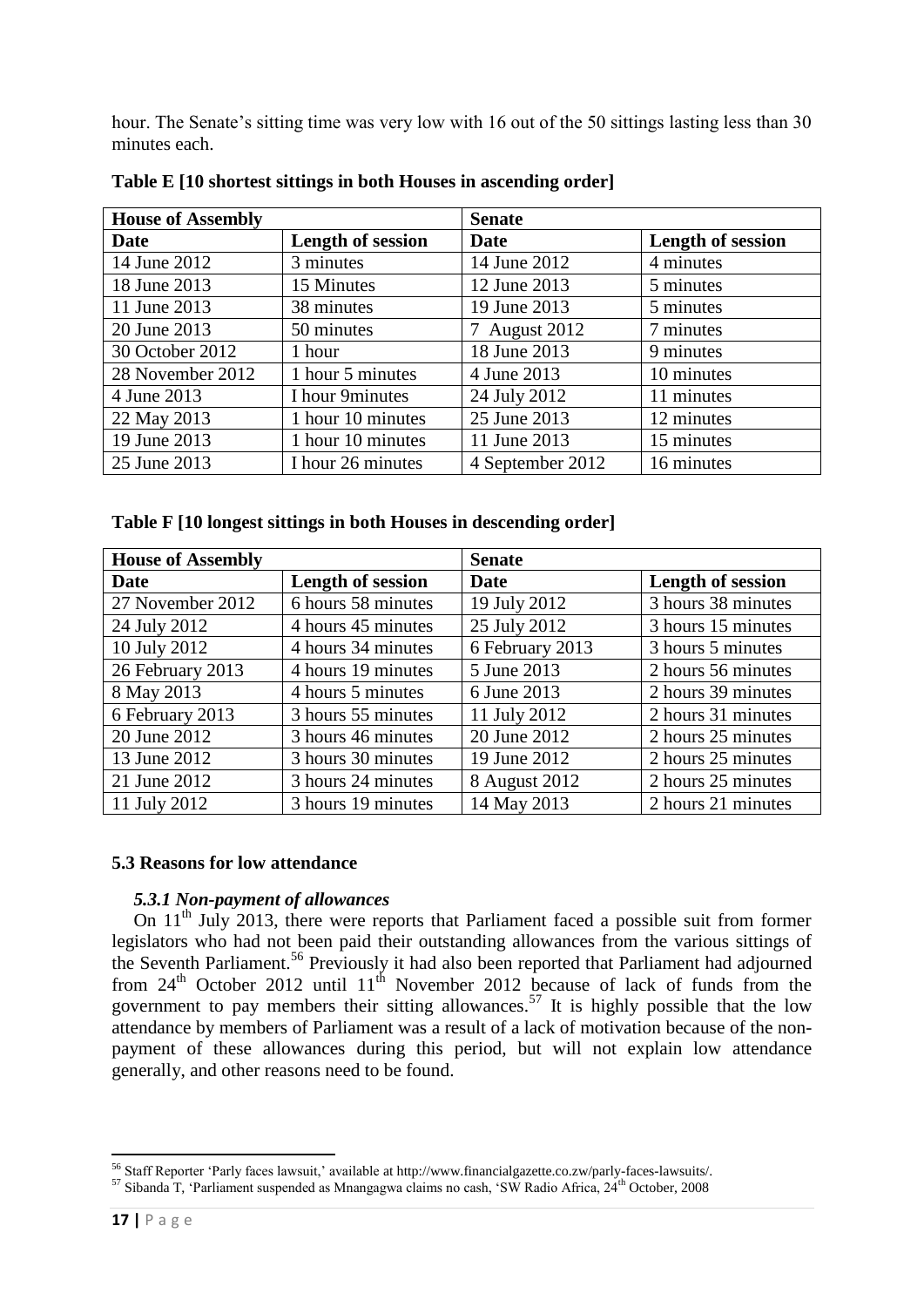hour. The Senate's sitting time was very low with 16 out of the 50 sittings lasting less than 30 minutes each.

**Table E [10 shortest sittings in both Houses in ascending order]**

| House of Assembly | | Senate | |
|---|---|---|---|
| **Date** | **Length of session** | **Date** | **Length of session** |
| 14 June 2012 | 3 minutes | 14 June 2012 | 4 minutes |
| 18 June 2013 | 15 Minutes | 12 June 2013 | 5 minutes |
| 11 June 2013 | 38 minutes | 19 June 2013 | 5 minutes |
| 20 June 2013 | 50 minutes | 7 August 2012 | 7 minutes |
| 30 October 2012 | 1 hour | 18 June 2013 | 9 minutes |
| 28 November 2012 | 1 hour 5 minutes | 4 June 2013 | 10 minutes |
| 4 June 2013 | I hour 9minutes | 24 July 2012 | 11 minutes |
| 22 May 2013 | 1 hour 10 minutes | 25 June 2013 | 12 minutes |
| 19 June 2013 | 1 hour 10 minutes | 11 June 2013 | 15 minutes |
| 25 June 2013 | I hour 26 minutes | 4 September 2012 | 16 minutes |

**Table F [10 longest sittings in both Houses in descending order]**

| House of Assembly | | Senate | |
|---|---|---|---|
| **Date** | **Length of session** | **Date** | **Length of session** |
| 27 November 2012 | 6 hours 58 minutes | 19 July 2012 | 3 hours 38 minutes |
| 24 July 2012 | 4 hours 45 minutes | 25 July 2012 | 3 hours 15 minutes |
| 10 July 2012 | 4 hours 34 minutes | 6 February 2013 | 3 hours 5 minutes |
| 26 February 2013 | 4 hours 19 minutes | 5 June 2013 | 2 hours 56 minutes |
| 8 May 2013 | 4 hours 5 minutes | 6 June 2013 | 2 hours 39 minutes |
| 6 February 2013 | 3 hours 55 minutes | 11 July 2012 | 2 hours 31 minutes |
| 20 June 2012 | 3 hours 46 minutes | 20 June 2012 | 2 hours 25 minutes |
| 13 June 2012 | 3 hours 30 minutes | 19 June 2012 | 2 hours 25 minutes |
| 21 June 2012 | 3 hours 24 minutes | 8 August 2012 | 2 hours 25 minutes |
| 11 July 2012 | 3 hours 19 minutes | 14 May 2013 | 2 hours 21 minutes |

### 5.3 Reasons for low attendance

#### *5.3.1 Non-payment of allowances*

On 11th July 2013, there were reports that Parliament faced a possible suit from former legislators who had not been paid their outstanding allowances from the various sittings of the Seventh Parliament.[56] Previously it had also been reported that Parliament had adjourned from 24th October 2012 until 11th November 2012 because of lack of funds from the government to pay members their sitting allowances.[57] It is highly possible that the low attendance by members of Parliament was a result of a lack of motivation because of the non-payment of these allowances during this period, but will not explain low attendance generally, and other reasons need to be found.

---

[56] Staff Reporter 'Parly faces lawsuit,' available at http://www.financialgazette.co.zw/parly-faces-lawsuits/.

[57] Sibanda T, 'Parliament suspended as Mnangagwa claims no cash, 'SW Radio Africa, 24th October, 2008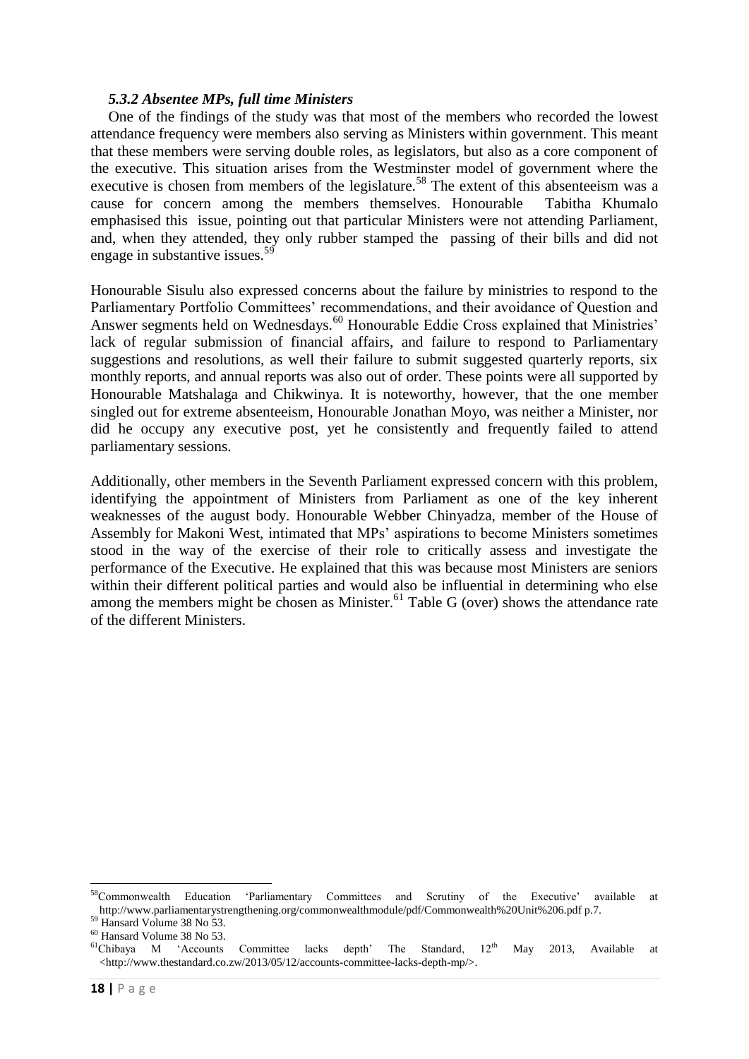### *5.3.2 Absentee MPs, full time Ministers*

One of the findings of the study was that most of the members who recorded the lowest attendance frequency were members also serving as Ministers within government. This meant that these members were serving double roles, as legislators, but also as a core component of the executive. This situation arises from the Westminster model of government where the executive is chosen from members of the legislature.[58] The extent of this absenteeism was a cause for concern among the members themselves. Honourable Tabitha Khumalo emphasised this issue, pointing out that particular Ministers were not attending Parliament, and, when they attended, they only rubber stamped the passing of their bills and did not engage in substantive issues.[59]

Honourable Sisulu also expressed concerns about the failure by ministries to respond to the Parliamentary Portfolio Committees' recommendations, and their avoidance of Question and Answer segments held on Wednesdays.[60] Honourable Eddie Cross explained that Ministries' lack of regular submission of financial affairs, and failure to respond to Parliamentary suggestions and resolutions, as well their failure to submit suggested quarterly reports, six monthly reports, and annual reports was also out of order. These points were all supported by Honourable Matshalaga and Chikwinya. It is noteworthy, however, that the one member singled out for extreme absenteeism, Honourable Jonathan Moyo, was neither a Minister, nor did he occupy any executive post, yet he consistently and frequently failed to attend parliamentary sessions.

Additionally, other members in the Seventh Parliament expressed concern with this problem, identifying the appointment of Ministers from Parliament as one of the key inherent weaknesses of the august body. Honourable Webber Chinyadza, member of the House of Assembly for Makoni West, intimated that MPs' aspirations to become Ministers sometimes stood in the way of the exercise of their role to critically assess and investigate the performance of the Executive. He explained that this was because most Ministers are seniors within their different political parties and would also be influential in determining who else among the members might be chosen as Minister.[61] Table G (over) shows the attendance rate of the different Ministers.

---

[58] Commonwealth Education 'Parliamentary Committees and Scrutiny of the Executive' available at http://www.parliamentarystrengthening.org/commonwealthmodule/pdf/Commonwealth%20Unit%206.pdf p.7.

[59] Hansard Volume 38 No 53.

[60] Hansard Volume 38 No 53.

[61] Chibaya M 'Accounts Committee lacks depth' The Standard, 12th May 2013, Available at <http://www.thestandard.co.zw/2013/05/12/accounts-committee-lacks-depth-mp/>.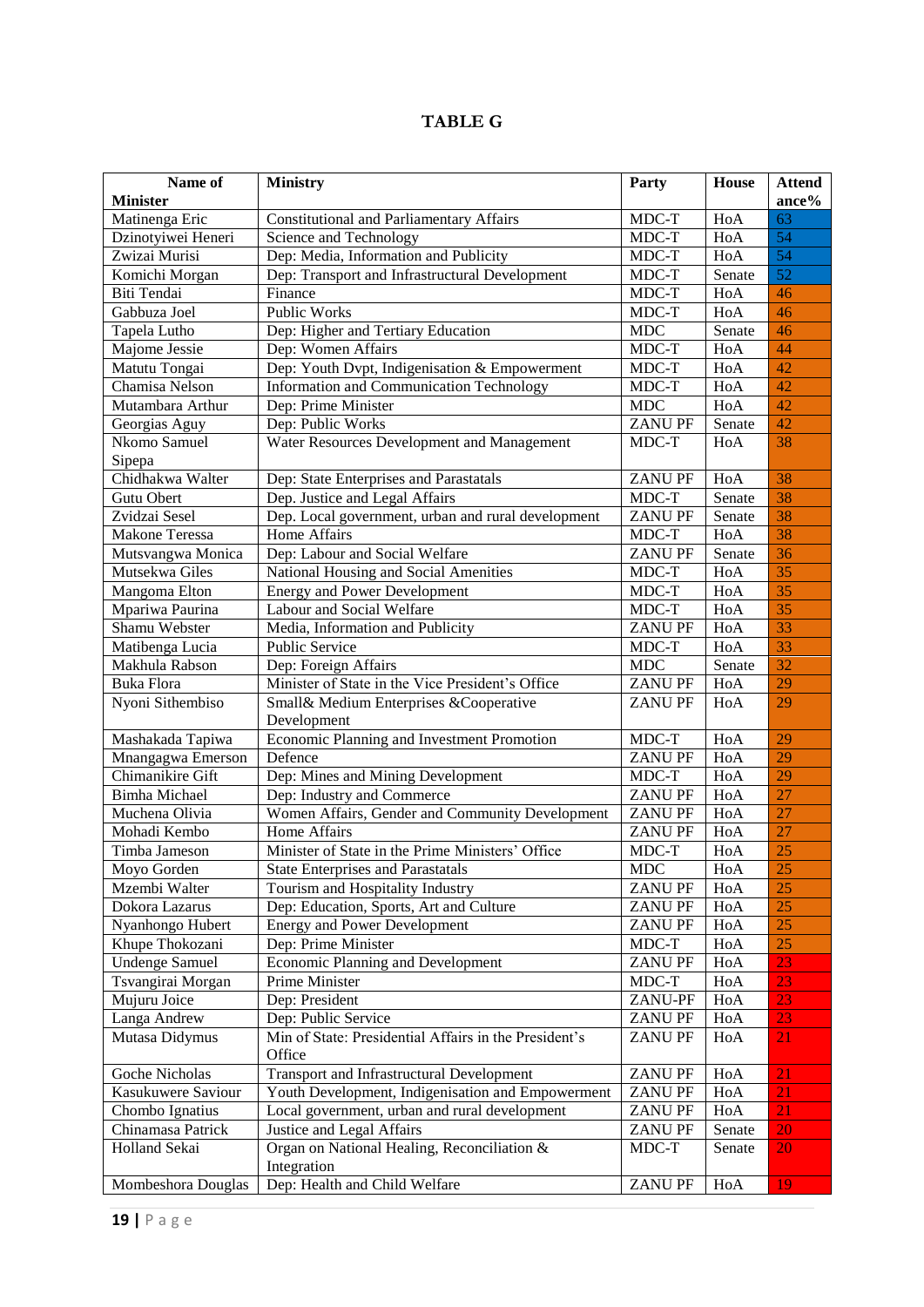**TABLE G**

| Name of Minister | Ministry | Party | House | Attendance% |
|---|---|---|---|---|
| Matinenga Eric | Constitutional and Parliamentary Affairs | MDC-T | HoA | 63 |
| Dzinotyiwei Heneri | Science and Technology | MDC-T | HoA | 54 |
| Zwizai Murisi | Dep: Media, Information and Publicity | MDC-T | HoA | 54 |
| Komichi Morgan | Dep: Transport and Infrastructural Development | MDC-T | Senate | 52 |
| Biti Tendai | Finance | MDC-T | HoA | 46 |
| Gabbuza Joel | Public Works | MDC-T | HoA | 46 |
| Tapela Lutho | Dep: Higher and Tertiary Education | MDC | Senate | 46 |
| Majome Jessie | Dep: Women Affairs | MDC-T | HoA | 44 |
| Matutu Tongai | Dep: Youth Dvpt, Indigenisation & Empowerment | MDC-T | HoA | 42 |
| Chamisa Nelson | Information and Communication Technology | MDC-T | HoA | 42 |
| Mutambara Arthur | Dep: Prime Minister | MDC | HoA | 42 |
| Georgias Aguy | Dep: Public Works | ZANU PF | Senate | 42 |
| Nkomo Samuel Sipepa | Water Resources Development and Management | MDC-T | HoA | 38 |
| Chidhakwa Walter | Dep: State Enterprises and Parastatals | ZANU PF | HoA | 38 |
| Gutu Obert | Dep. Justice and Legal Affairs | MDC-T | Senate | 38 |
| Zvidzai Sesel | Dep. Local government, urban and rural development | ZANU PF | Senate | 38 |
| Makone Teressa | Home Affairs | MDC-T | HoA | 38 |
| Mutsvangwa Monica | Dep: Labour and Social Welfare | ZANU PF | Senate | 36 |
| Mutsekwa Giles | National Housing and Social Amenities | MDC-T | HoA | 35 |
| Mangoma Elton | Energy and Power Development | MDC-T | HoA | 35 |
| Mpariwa Paurina | Labour and Social Welfare | MDC-T | HoA | 35 |
| Shamu Webster | Media, Information and Publicity | ZANU PF | HoA | 33 |
| Matibenga Lucia | Public Service | MDC-T | HoA | 33 |
| Makhula Rabson | Dep: Foreign Affairs | MDC | Senate | 32 |
| Buka Flora | Minister of State in the Vice President's Office | ZANU PF | HoA | 29 |
| Nyoni Sithembiso | Small& Medium Enterprises &Cooperative Development | ZANU PF | HoA | 29 |
| Mashakada Tapiwa | Economic Planning and Investment Promotion | MDC-T | HoA | 29 |
| Mnangagwa Emerson | Defence | ZANU PF | HoA | 29 |
| Chimanikire Gift | Dep: Mines and Mining Development | MDC-T | HoA | 29 |
| Bimha Michael | Dep: Industry and Commerce | ZANU PF | HoA | 27 |
| Muchena Olivia | Women Affairs, Gender and Community Development | ZANU PF | HoA | 27 |
| Mohadi Kembo | Home Affairs | ZANU PF | HoA | 27 |
| Timba Jameson | Minister of State in the Prime Ministers' Office | MDC-T | HoA | 25 |
| Moyo Gorden | State Enterprises and Parastatals | MDC | HoA | 25 |
| Mzembi Walter | Tourism and Hospitality Industry | ZANU PF | HoA | 25 |
| Dokora Lazarus | Dep: Education, Sports, Art and Culture | ZANU PF | HoA | 25 |
| Nyanhongo Hubert | Energy and Power Development | ZANU PF | HoA | 25 |
| Khupe Thokozani | Dep: Prime Minister | MDC-T | HoA | 25 |
| Undenge Samuel | Economic Planning and Development | ZANU PF | HoA | 23 |
| Tsvangirai Morgan | Prime Minister | MDC-T | HoA | 23 |
| Mujuru Joice | Dep: President | ZANU-PF | HoA | 23 |
| Langa Andrew | Dep: Public Service | ZANU PF | HoA | 23 |
| Mutasa Didymus | Min of State: Presidential Affairs in the President's Office | ZANU PF | HoA | 21 |
| Goche Nicholas | Transport and Infrastructural Development | ZANU PF | HoA | 21 |
| Kasukuwere Saviour | Youth Development, Indigenisation and Empowerment | ZANU PF | HoA | 21 |
| Chombo Ignatius | Local government, urban and rural development | ZANU PF | HoA | 21 |
| Chinamasa Patrick | Justice and Legal Affairs | ZANU PF | Senate | 20 |
| Holland Sekai | Organ on National Healing, Reconciliation & Integration | MDC-T | Senate | 20 |
| Mombeshora Douglas | Dep: Health and Child Welfare | ZANU PF | HoA | 19 |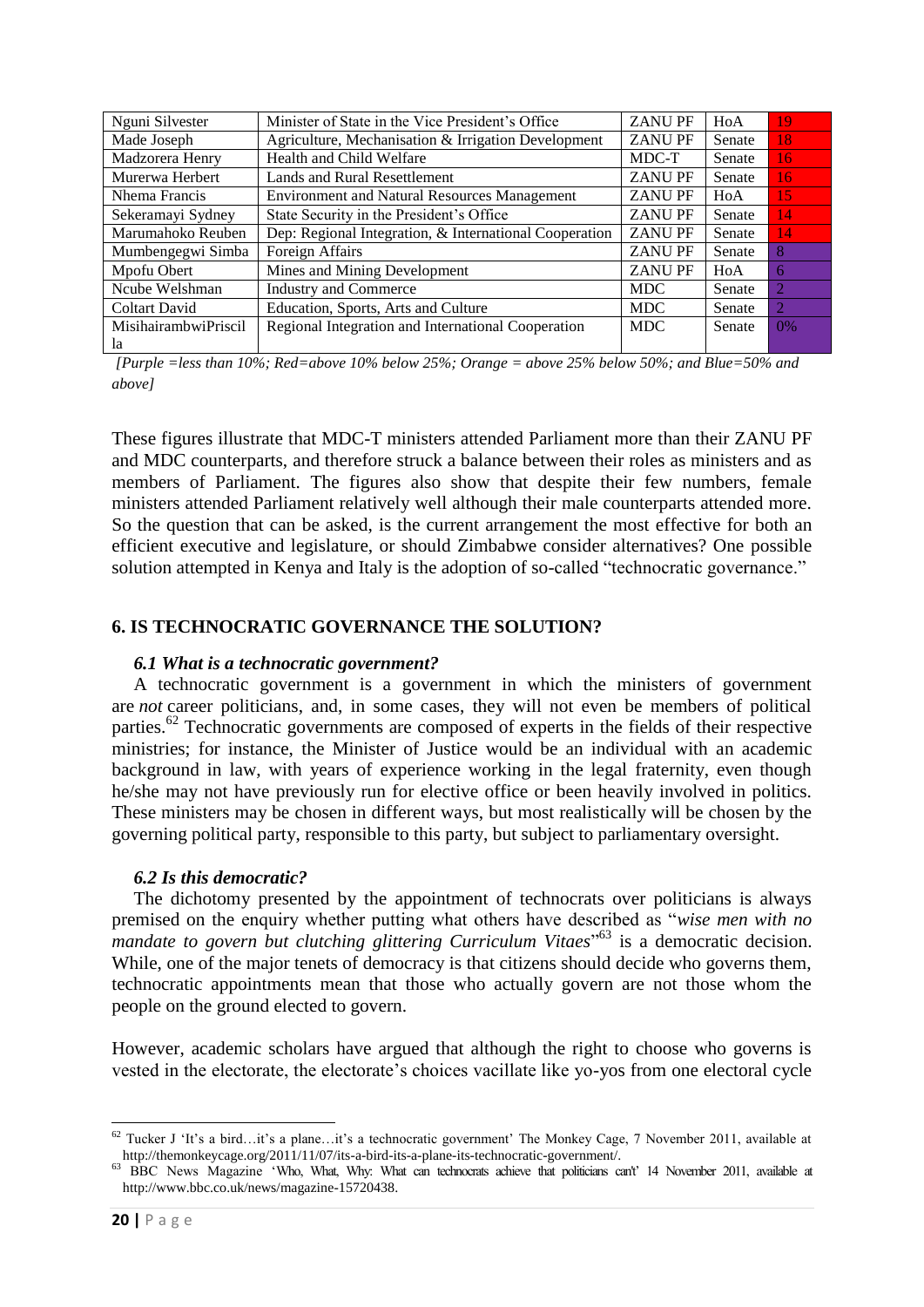| Nguni Silvester | Minister of State in the Vice President's Office | ZANU PF | HoA | 19 |
|---|---|---|---|---|
| Made Joseph | Agriculture, Mechanisation & Irrigation Development | ZANU PF | Senate | 18 |
| Madzorera Henry | Health and Child Welfare | MDC-T | Senate | 16 |
| Murerwa Herbert | Lands and Rural Resettlement | ZANU PF | Senate | 16 |
| Nhema Francis | Environment and Natural Resources Management | ZANU PF | HoA | 15 |
| Sekeramayi Sydney | State Security in the President's Office | ZANU PF | Senate | 14 |
| Marumahoko Reuben | Dep: Regional Integration, & International Cooperation | ZANU PF | Senate | 14 |
| Mumbengegwi Simba | Foreign Affairs | ZANU PF | Senate | 8 |
| Mpofu Obert | Mines and Mining Development | ZANU PF | HoA | 6 |
| Ncube Welshman | Industry and Commerce | MDC | Senate | 2 |
| Coltart David | Education, Sports, Arts and Culture | MDC | Senate | 2 |
| MisihairambwiPriscilla | Regional Integration and International Cooperation | MDC | Senate | 0% |

*[Purple =less than 10%; Red=above 10% below 25%; Orange = above 25% below 50%; and Blue=50% and above]*

These figures illustrate that MDC-T ministers attended Parliament more than their ZANU PF and MDC counterparts, and therefore struck a balance between their roles as ministers and as members of Parliament. The figures also show that despite their few numbers, female ministers attended Parliament relatively well although their male counterparts attended more. So the question that can be asked, is the current arrangement the most effective for both an efficient executive and legislature, or should Zimbabwe consider alternatives? One possible solution attempted in Kenya and Italy is the adoption of so-called "technocratic governance."

## 6. IS TECHNOCRATIC GOVERNANCE THE SOLUTION?

### *6.1 What is a technocratic government?*

A technocratic government is a government in which the ministers of government are *not* career politicians, and, in some cases, they will not even be members of political parties.[62] Technocratic governments are composed of experts in the fields of their respective ministries; for instance, the Minister of Justice would be an individual with an academic background in law, with years of experience working in the legal fraternity, even though he/she may not have previously run for elective office or been heavily involved in politics. These ministers may be chosen in different ways, but most realistically will be chosen by the governing political party, responsible to this party, but subject to parliamentary oversight.

### *6.2 Is this democratic?*

The dichotomy presented by the appointment of technocrats over politicians is always premised on the enquiry whether putting what others have described as "*wise men with no mandate to govern but clutching glittering Curriculum Vitaes*"[63] is a democratic decision. While, one of the major tenets of democracy is that citizens should decide who governs them, technocratic appointments mean that those who actually govern are not those whom the people on the ground elected to govern.

However, academic scholars have argued that although the right to choose who governs is vested in the electorate, the electorate's choices vacillate like yo-yos from one electoral cycle

---

[62] Tucker J 'It's a bird…it's a plane…it's a technocratic government' The Monkey Cage, 7 November 2011, available at http://themonkeycage.org/2011/11/07/its-a-bird-its-a-plane-its-technocratic-government/.

[63] BBC News Magazine 'Who, What, Why: What can technocrats achieve that politicians can't' 14 November 2011, available at http://www.bbc.co.uk/news/magazine-15720438.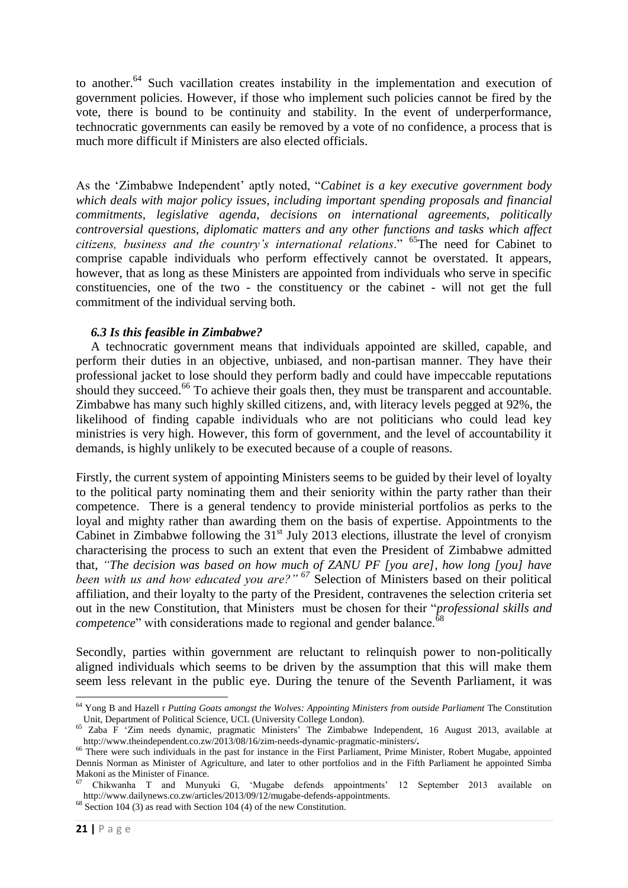to another.[64] Such vacillation creates instability in the implementation and execution of government policies. However, if those who implement such policies cannot be fired by the vote, there is bound to be continuity and stability. In the event of underperformance, technocratic governments can easily be removed by a vote of no confidence, a process that is much more difficult if Ministers are also elected officials.

As the 'Zimbabwe Independent' aptly noted, "*Cabinet is a key executive government body which deals with major policy issues, including important spending proposals and financial commitments, legislative agenda, decisions on international agreements, politically controversial questions, diplomatic matters and any other functions and tasks which affect citizens, business and the country's international relations*." [65]The need for Cabinet to comprise capable individuals who perform effectively cannot be overstated. It appears, however, that as long as these Ministers are appointed from individuals who serve in specific constituencies, one of the two - the constituency or the cabinet - will not get the full commitment of the individual serving both.

### *6.3 Is this feasible in Zimbabwe?*

A technocratic government means that individuals appointed are skilled, capable, and perform their duties in an objective, unbiased, and non-partisan manner. They have their professional jacket to lose should they perform badly and could have impeccable reputations should they succeed.[66] To achieve their goals then, they must be transparent and accountable. Zimbabwe has many such highly skilled citizens, and, with literacy levels pegged at 92%, the likelihood of finding capable individuals who are not politicians who could lead key ministries is very high. However, this form of government, and the level of accountability it demands, is highly unlikely to be executed because of a couple of reasons.

Firstly, the current system of appointing Ministers seems to be guided by their level of loyalty to the political party nominating them and their seniority within the party rather than their competence. There is a general tendency to provide ministerial portfolios as perks to the loyal and mighty rather than awarding them on the basis of expertise. Appointments to the Cabinet in Zimbabwe following the 31st July 2013 elections, illustrate the level of cronyism characterising the process to such an extent that even the President of Zimbabwe admitted that, *"The decision was based on how much of ZANU PF [you are], how long [you] have been with us and how educated you are?"* [67] Selection of Ministers based on their political affiliation, and their loyalty to the party of the President, contravenes the selection criteria set out in the new Constitution, that Ministers must be chosen for their "*professional skills and competence*" with considerations made to regional and gender balance.[68]

Secondly, parties within government are reluctant to relinquish power to non-politically aligned individuals which seems to be driven by the assumption that this will make them seem less relevant in the public eye. During the tenure of the Seventh Parliament, it was

---

[64] Yong B and Hazell r *Putting Goats amongst the Wolves: Appointing Ministers from outside Parliament* The Constitution Unit, Department of Political Science, UCL (University College London).

[65] Zaba F 'Zim needs dynamic, pragmatic Ministers' The Zimbabwe Independent, 16 August 2013, available at http://www.theindependent.co.zw/2013/08/16/zim-needs-dynamic-pragmatic-ministers/.

[66] There were such individuals in the past for instance in the First Parliament, Prime Minister, Robert Mugabe, appointed Dennis Norman as Minister of Agriculture, and later to other portfolios and in the Fifth Parliament he appointed Simba Makoni as the Minister of Finance.

[67] Chikwanha T and Munyuki G, 'Mugabe defends appointments' 12 September 2013 available on http://www.dailynews.co.zw/articles/2013/09/12/mugabe-defends-appointments.

[68] Section 104 (3) as read with Section 104 (4) of the new Constitution.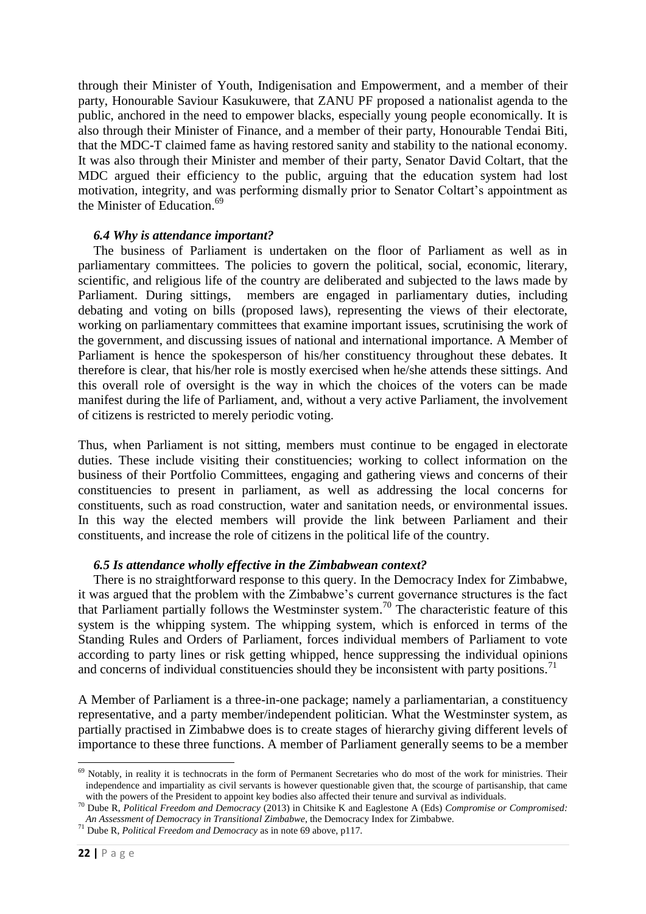through their Minister of Youth, Indigenisation and Empowerment, and a member of their party, Honourable Saviour Kasukuwere, that ZANU PF proposed a nationalist agenda to the public, anchored in the need to empower blacks, especially young people economically. It is also through their Minister of Finance, and a member of their party, Honourable Tendai Biti, that the MDC-T claimed fame as having restored sanity and stability to the national economy. It was also through their Minister and member of their party, Senator David Coltart, that the MDC argued their efficiency to the public, arguing that the education system had lost motivation, integrity, and was performing dismally prior to Senator Coltart's appointment as the Minister of Education.[69]

### *6.4 Why is attendance important?*

The business of Parliament is undertaken on the floor of Parliament as well as in parliamentary committees. The policies to govern the political, social, economic, literary, scientific, and religious life of the country are deliberated and subjected to the laws made by Parliament. During sittings, members are engaged in parliamentary duties, including debating and voting on bills (proposed laws), representing the views of their electorate, working on parliamentary committees that examine important issues, scrutinising the work of the government, and discussing issues of national and international importance. A Member of Parliament is hence the spokesperson of his/her constituency throughout these debates. It therefore is clear, that his/her role is mostly exercised when he/she attends these sittings. And this overall role of oversight is the way in which the choices of the voters can be made manifest during the life of Parliament, and, without a very active Parliament, the involvement of citizens is restricted to merely periodic voting.

Thus, when Parliament is not sitting, members must continue to be engaged in electorate duties. These include visiting their constituencies; working to collect information on the business of their Portfolio Committees, engaging and gathering views and concerns of their constituencies to present in parliament, as well as addressing the local concerns for constituents, such as road construction, water and sanitation needs, or environmental issues. In this way the elected members will provide the link between Parliament and their constituents, and increase the role of citizens in the political life of the country.

### *6.5 Is attendance wholly effective in the Zimbabwean context?*

There is no straightforward response to this query. In the Democracy Index for Zimbabwe, it was argued that the problem with the Zimbabwe's current governance structures is the fact that Parliament partially follows the Westminster system.[70] The characteristic feature of this system is the whipping system. The whipping system, which is enforced in terms of the Standing Rules and Orders of Parliament, forces individual members of Parliament to vote according to party lines or risk getting whipped, hence suppressing the individual opinions and concerns of individual constituencies should they be inconsistent with party positions.[71]

A Member of Parliament is a three-in-one package; namely a parliamentarian, a constituency representative, and a party member/independent politician. What the Westminster system, as partially practised in Zimbabwe does is to create stages of hierarchy giving different levels of importance to these three functions. A member of Parliament generally seems to be a member

---

[69] Notably, in reality it is technocrats in the form of Permanent Secretaries who do most of the work for ministries. Their independence and impartiality as civil servants is however questionable given that, the scourge of partisanship, that came with the powers of the President to appoint key bodies also affected their tenure and survival as individuals.

[70] Dube R, *Political Freedom and Democracy* (2013) in Chitsike K and Eaglestone A (Eds) *Compromise or Compromised: An Assessment of Democracy in Transitional Zimbabwe*, the Democracy Index for Zimbabwe.

[71] Dube R, *Political Freedom and Democracy* as in note 69 above, p117.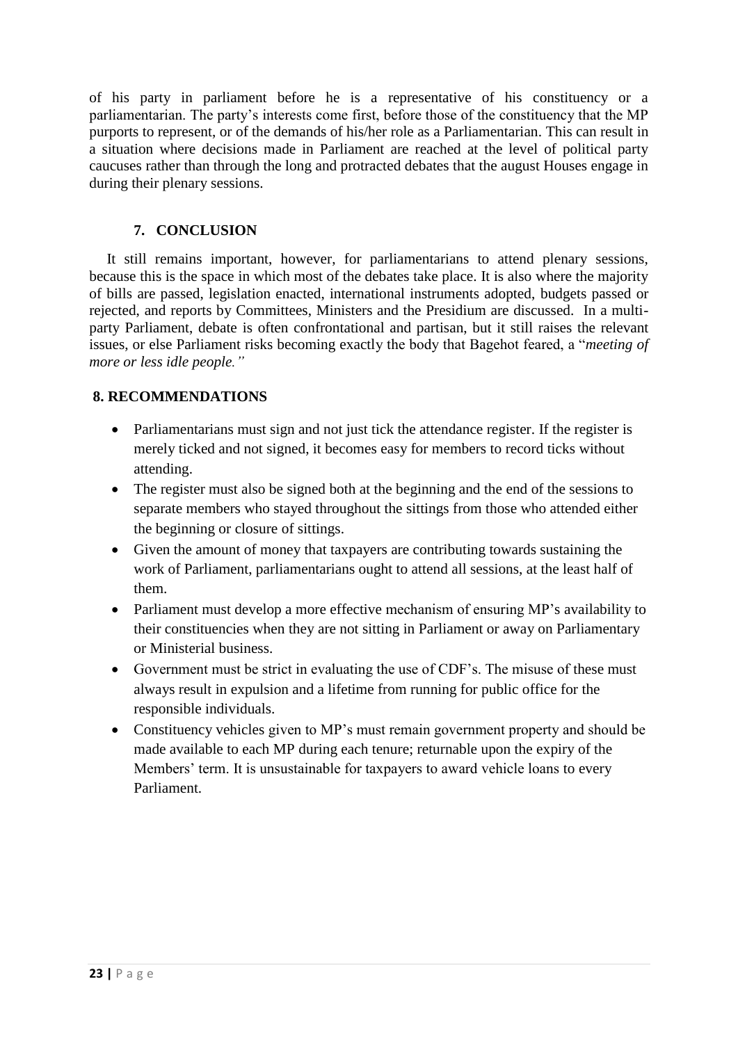of his party in parliament before he is a representative of his constituency or a parliamentarian. The party's interests come first, before those of the constituency that the MP purports to represent, or of the demands of his/her role as a Parliamentarian. This can result in a situation where decisions made in Parliament are reached at the level of political party caucuses rather than through the long and protracted debates that the august Houses engage in during their plenary sessions.

## 7. CONCLUSION

It still remains important, however, for parliamentarians to attend plenary sessions, because this is the space in which most of the debates take place. It is also where the majority of bills are passed, legislation enacted, international instruments adopted, budgets passed or rejected, and reports by Committees, Ministers and the Presidium are discussed. In a multi-party Parliament, debate is often confrontational and partisan, but it still raises the relevant issues, or else Parliament risks becoming exactly the body that Bagehot feared, a "*meeting of more or less idle people.*"

## 8. RECOMMENDATIONS

- Parliamentarians must sign and not just tick the attendance register. If the register is merely ticked and not signed, it becomes easy for members to record ticks without attending.
- The register must also be signed both at the beginning and the end of the sessions to separate members who stayed throughout the sittings from those who attended either the beginning or closure of sittings.
- Given the amount of money that taxpayers are contributing towards sustaining the work of Parliament, parliamentarians ought to attend all sessions, at the least half of them.
- Parliament must develop a more effective mechanism of ensuring MP's availability to their constituencies when they are not sitting in Parliament or away on Parliamentary or Ministerial business.
- Government must be strict in evaluating the use of CDF's. The misuse of these must always result in expulsion and a lifetime from running for public office for the responsible individuals.
- Constituency vehicles given to MP's must remain government property and should be made available to each MP during each tenure; returnable upon the expiry of the Members' term. It is unsustainable for taxpayers to award vehicle loans to every Parliament.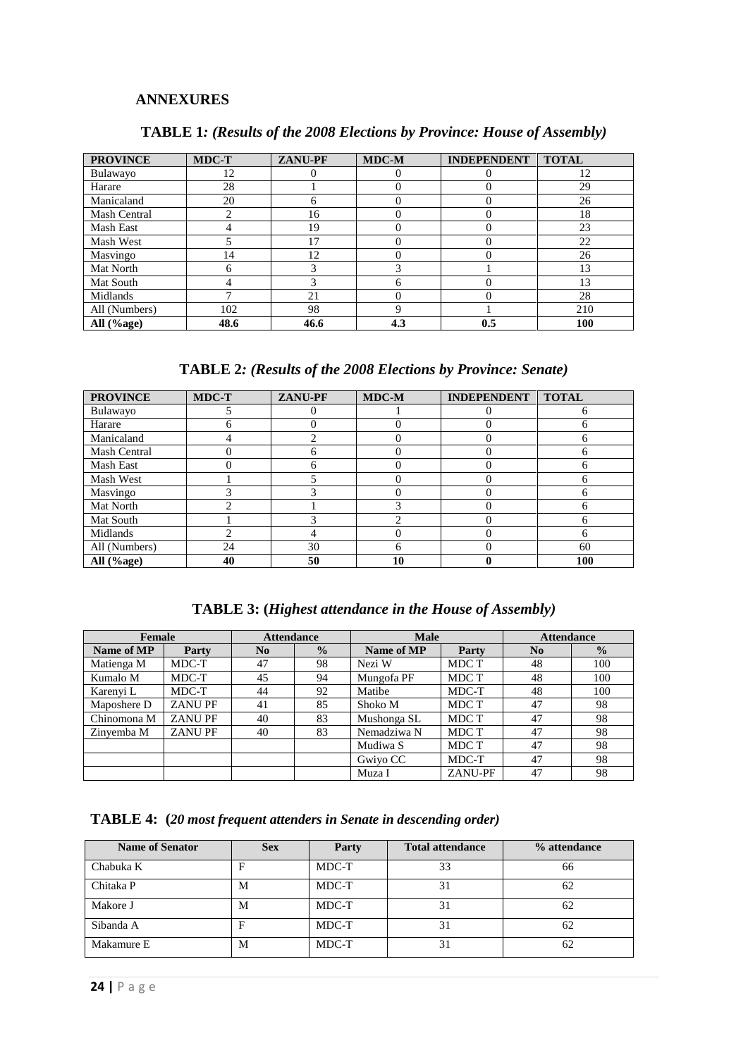## ANNEXURES

### TABLE 1*: (Results of the 2008 Elections by Province: House of Assembly)*

| PROVINCE | MDC-T | ZANU-PF | MDC-M | INDEPENDENT | TOTAL |
|---|---|---|---|---|---|
| Bulawayo | 12 | 0 | 0 | 0 | 12 |
| Harare | 28 | 1 | 0 | 0 | 29 |
| Manicaland | 20 | 6 | 0 | 0 | 26 |
| Mash Central | 2 | 16 | 0 | 0 | 18 |
| Mash East | 4 | 19 | 0 | 0 | 23 |
| Mash West | 5 | 17 | 0 | 0 | 22 |
| Masvingo | 14 | 12 | 0 | 0 | 26 |
| Mat North | 6 | 3 | 3 | 1 | 13 |
| Mat South | 4 | 3 | 6 | 0 | 13 |
| Midlands | 7 | 21 | 0 | 0 | 28 |
| All (Numbers) | 102 | 98 | 9 | 1 | 210 |
| **All (%age)** | **48.6** | **46.6** | **4.3** | **0.5** | **100** |

### TABLE 2*: (Results of the 2008 Elections by Province: Senate)*

| PROVINCE | MDC-T | ZANU-PF | MDC-M | INDEPENDENT | TOTAL |
|---|---|---|---|---|---|
| Bulawayo | 5 | 0 | 1 | 0 | 6 |
| Harare | 6 | 0 | 0 | 0 | 6 |
| Manicaland | 4 | 2 | 0 | 0 | 6 |
| Mash Central | 0 | 6 | 0 | 0 | 6 |
| Mash East | 0 | 6 | 0 | 0 | 6 |
| Mash West | 1 | 5 | 0 | 0 | 6 |
| Masvingo | 3 | 3 | 0 | 0 | 6 |
| Mat North | 2 | 1 | 3 | 0 | 6 |
| Mat South | 1 | 3 | 2 | 0 | 6 |
| Midlands | 2 | 4 | 0 | 0 | 6 |
| All (Numbers) | 24 | 30 | 6 | 0 | 60 |
| **All (%age)** | **40** | **50** | **10** | **0** | **100** |

### TABLE 3: (*Highest attendance in the House of Assembly)*

| Female | | Attendance | | Male | | Attendance | |
|---|---|---|---|---|---|---|---|
| **Name of MP** | **Party** | **No** | **%** | **Name of MP** | **Party** | **No** | **%** |
| Matienga M | MDC-T | 47 | 98 | Nezi W | MDC T | 48 | 100 |
| Kumalo M | MDC-T | 45 | 94 | Mungofa PF | MDC T | 48 | 100 |
| Karenyi L | MDC-T | 44 | 92 | Matibe | MDC-T | 48 | 100 |
| Maposhere D | ZANU PF | 41 | 85 | Shoko M | MDC T | 47 | 98 |
| Chinomona M | ZANU PF | 40 | 83 | Mushonga SL | MDC T | 47 | 98 |
| Zinyemba M | ZANU PF | 40 | 83 | Nemadziwa N | MDC T | 47 | 98 |
| | | | | Mudiwa S | MDC T | 47 | 98 |
| | | | | Gwiyo CC | MDC-T | 47 | 98 |
| | | | | Muza I | ZANU-PF | 47 | 98 |

### TABLE 4: (*20 most frequent attenders in Senate in descending order)*

| Name of Senator | Sex | Party | Total attendance | % attendance |
|---|---|---|---|---|
| Chabuka K | F | MDC-T | 33 | 66 |
| Chitaka P | M | MDC-T | 31 | 62 |
| Makore J | M | MDC-T | 31 | 62 |
| Sibanda A | F | MDC-T | 31 | 62 |
| Makamure E | M | MDC-T | 31 | 62 |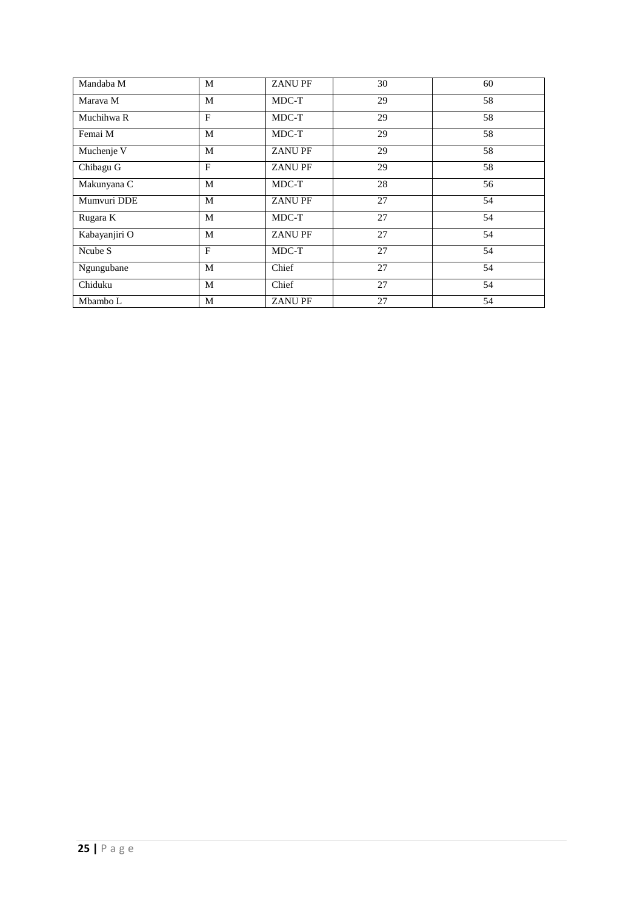| Mandaba M | M | ZANU PF | 30 | 60 |
|---|---|---|---|---|
| Marava M | M | MDC-T | 29 | 58 |
| Muchihwa R | F | MDC-T | 29 | 58 |
| Femai M | M | MDC-T | 29 | 58 |
| Muchenje V | M | ZANU PF | 29 | 58 |
| Chibagu G | F | ZANU PF | 29 | 58 |
| Makunyana C | M | MDC-T | 28 | 56 |
| Mumvuri DDE | M | ZANU PF | 27 | 54 |
| Rugara K | M | MDC-T | 27 | 54 |
| Kabayanjiri O | M | ZANU PF | 27 | 54 |
| Ncube S | F | MDC-T | 27 | 54 |
| Ngungubane | M | Chief | 27 | 54 |
| Chiduku | M | Chief | 27 | 54 |
| Mbambo L | M | ZANU PF | 27 | 54 |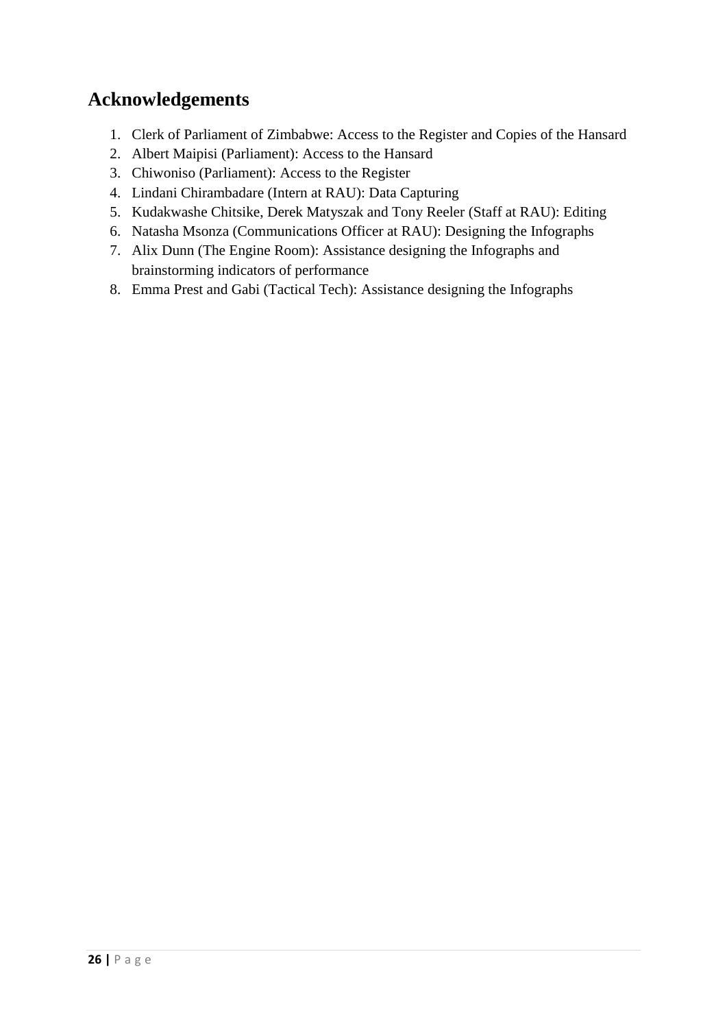## Acknowledgements

1. Clerk of Parliament of Zimbabwe: Access to the Register and Copies of the Hansard
2. Albert Maipisi (Parliament): Access to the Hansard
3. Chiwoniso (Parliament): Access to the Register
4. Lindani Chirambadare (Intern at RAU): Data Capturing
5. Kudakwashe Chitsike, Derek Matyszak and Tony Reeler (Staff at RAU): Editing
6. Natasha Msonza (Communications Officer at RAU): Designing the Infographs
7. Alix Dunn (The Engine Room): Assistance designing the Infographs and brainstorming indicators of performance
8. Emma Prest and Gabi (Tactical Tech): Assistance designing the Infographs